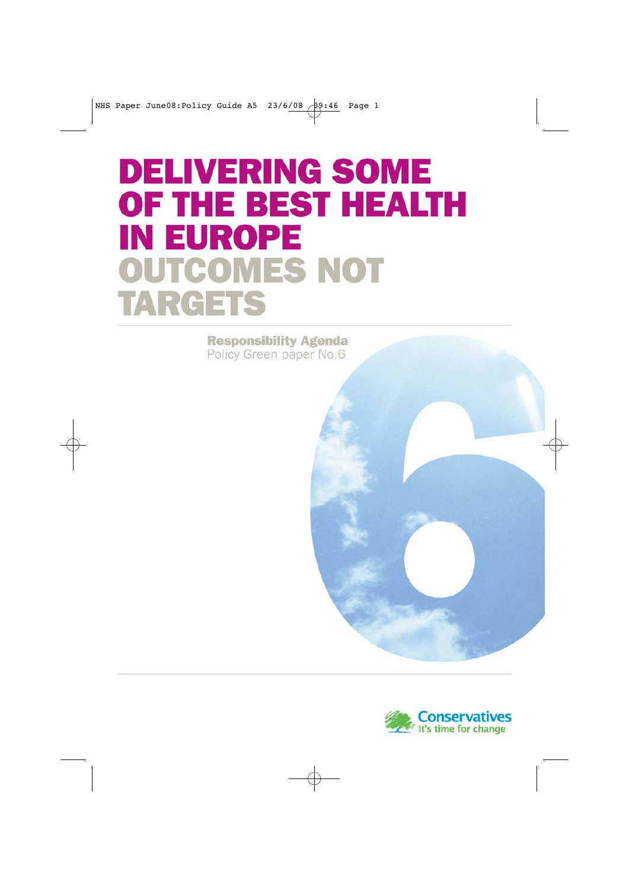# DELIVERING SOME OF THE BEST HEALTH IN EUROPE

# OUTCOMES NOT TARGETS

**Responsibility Agenda**
Policy Green paper No.6

Conservatives
It's time for change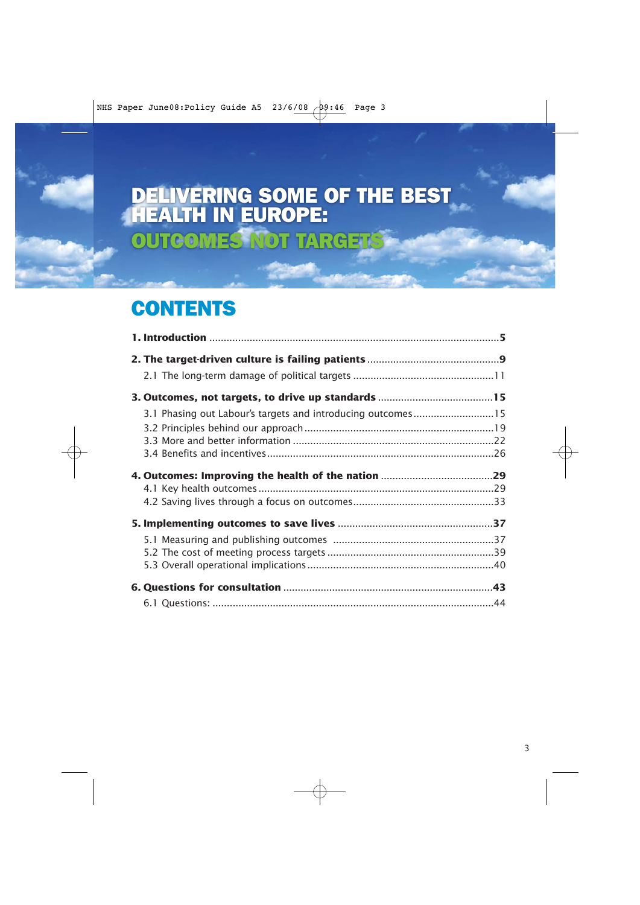# DELIVERING SOME OF THE BEST HEALTH IN EUROPE: OUTCOMES NOT TARGETS

## CONTENTS

**1. Introduction** .......................................................... **5**

**2. The target-driven culture is failing patients** .......................................................... **9**

2.1 The long-term damage of political targets .......................................................... 11

**3. Outcomes, not targets, to drive up standards** .......................................................... **15**

3.1 Phasing out Labour's targets and introducing outcomes .......................................................... 15
3.2 Principles behind our approach .......................................................... 19
3.3 More and better information .......................................................... 22
3.4 Benefits and incentives .......................................................... 26

**4. Outcomes: Improving the health of the nation** .......................................................... **29**

4.1 Key health outcomes .......................................................... 29
4.2 Saving lives through a focus on outcomes .......................................................... 33

**5. Implementing outcomes to save lives** .......................................................... **37**

5.1 Measuring and publishing outcomes .......................................................... 37
5.2 The cost of meeting process targets .......................................................... 39
5.3 Overall operational implications .......................................................... 40

**6. Questions for consultation** .......................................................... **43**

6.1 Questions: .......................................................... 44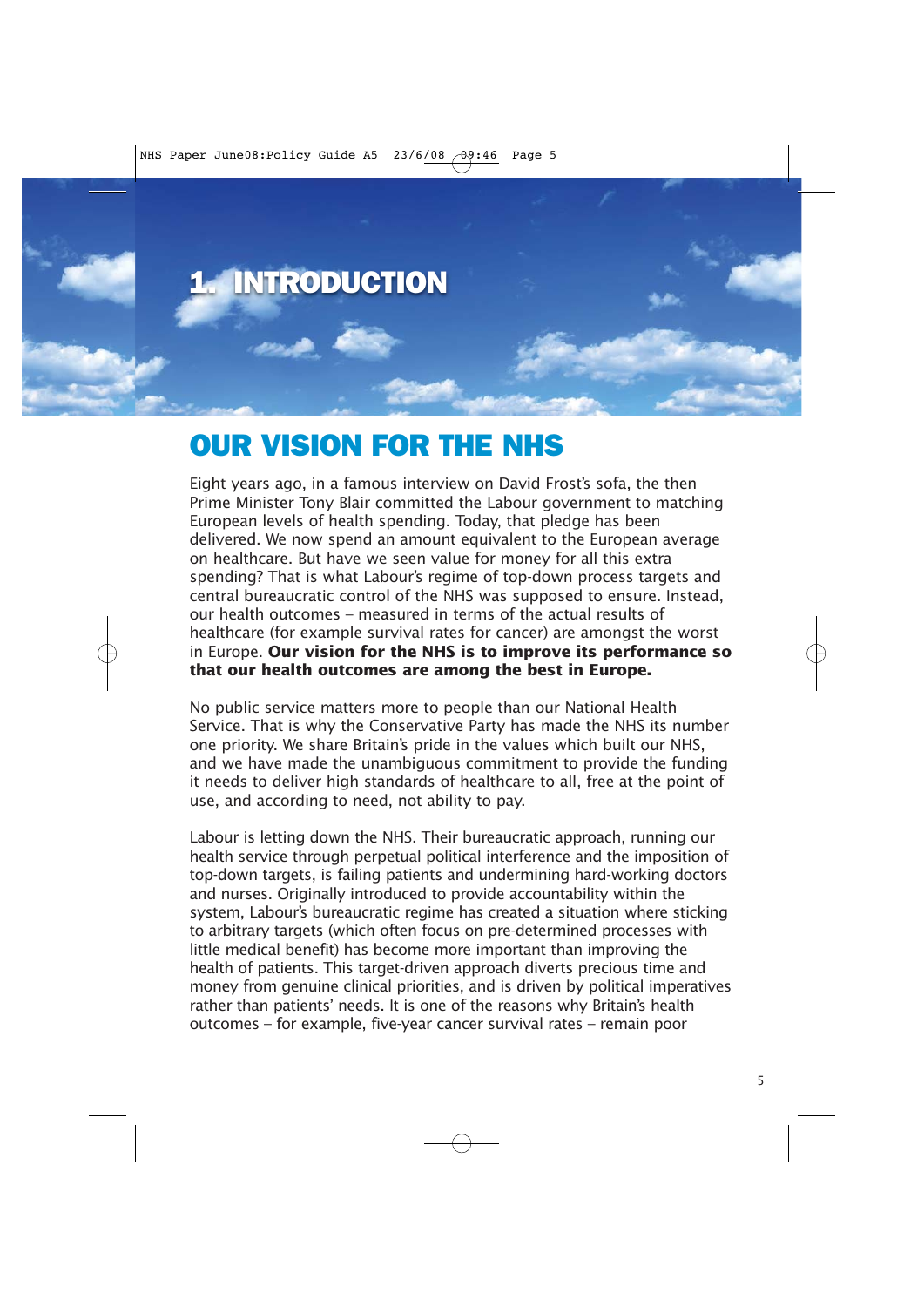# 1. INTRODUCTION

## OUR VISION FOR THE NHS

Eight years ago, in a famous interview on David Frost's sofa, the then Prime Minister Tony Blair committed the Labour government to matching European levels of health spending. Today, that pledge has been delivered. We now spend an amount equivalent to the European average on healthcare. But have we seen value for money for all this extra spending? That is what Labour's regime of top-down process targets and central bureaucratic control of the NHS was supposed to ensure. Instead, our health outcomes – measured in terms of the actual results of healthcare (for example survival rates for cancer) are amongst the worst in Europe. **Our vision for the NHS is to improve its performance so that our health outcomes are among the best in Europe.**

No public service matters more to people than our National Health Service. That is why the Conservative Party has made the NHS its number one priority. We share Britain's pride in the values which built our NHS, and we have made the unambiguous commitment to provide the funding it needs to deliver high standards of healthcare to all, free at the point of use, and according to need, not ability to pay.

Labour is letting down the NHS. Their bureaucratic approach, running our health service through perpetual political interference and the imposition of top-down targets, is failing patients and undermining hard-working doctors and nurses. Originally introduced to provide accountability within the system, Labour's bureaucratic regime has created a situation where sticking to arbitrary targets (which often focus on pre-determined processes with little medical benefit) has become more important than improving the health of patients. This target-driven approach diverts precious time and money from genuine clinical priorities, and is driven by political imperatives rather than patients' needs. It is one of the reasons why Britain's health outcomes – for example, five-year cancer survival rates – remain poor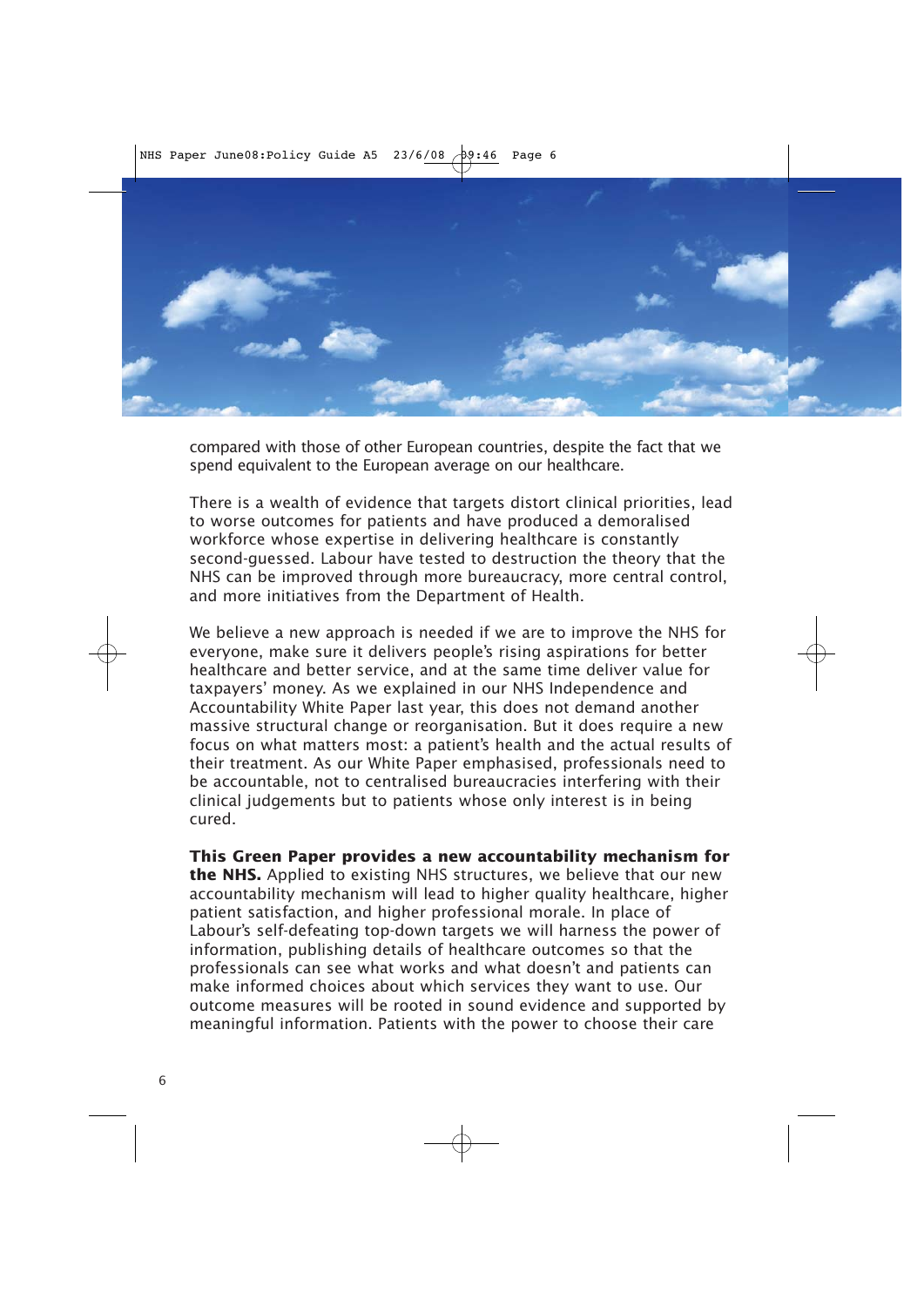compared with those of other European countries, despite the fact that we spend equivalent to the European average on our healthcare.

There is a wealth of evidence that targets distort clinical priorities, lead to worse outcomes for patients and have produced a demoralised workforce whose expertise in delivering healthcare is constantly second-guessed. Labour have tested to destruction the theory that the NHS can be improved through more bureaucracy, more central control, and more initiatives from the Department of Health.

We believe a new approach is needed if we are to improve the NHS for everyone, make sure it delivers people's rising aspirations for better healthcare and better service, and at the same time deliver value for taxpayers' money. As we explained in our NHS Independence and Accountability White Paper last year, this does not demand another massive structural change or reorganisation. But it does require a new focus on what matters most: a patient's health and the actual results of their treatment. As our White Paper emphasised, professionals need to be accountable, not to centralised bureaucracies interfering with their clinical judgements but to patients whose only interest is in being cured.

**This Green Paper provides a new accountability mechanism for the NHS.** Applied to existing NHS structures, we believe that our new accountability mechanism will lead to higher quality healthcare, higher patient satisfaction, and higher professional morale. In place of Labour's self-defeating top-down targets we will harness the power of information, publishing details of healthcare outcomes so that the professionals can see what works and what doesn't and patients can make informed choices about which services they want to use. Our outcome measures will be rooted in sound evidence and supported by meaningful information. Patients with the power to choose their care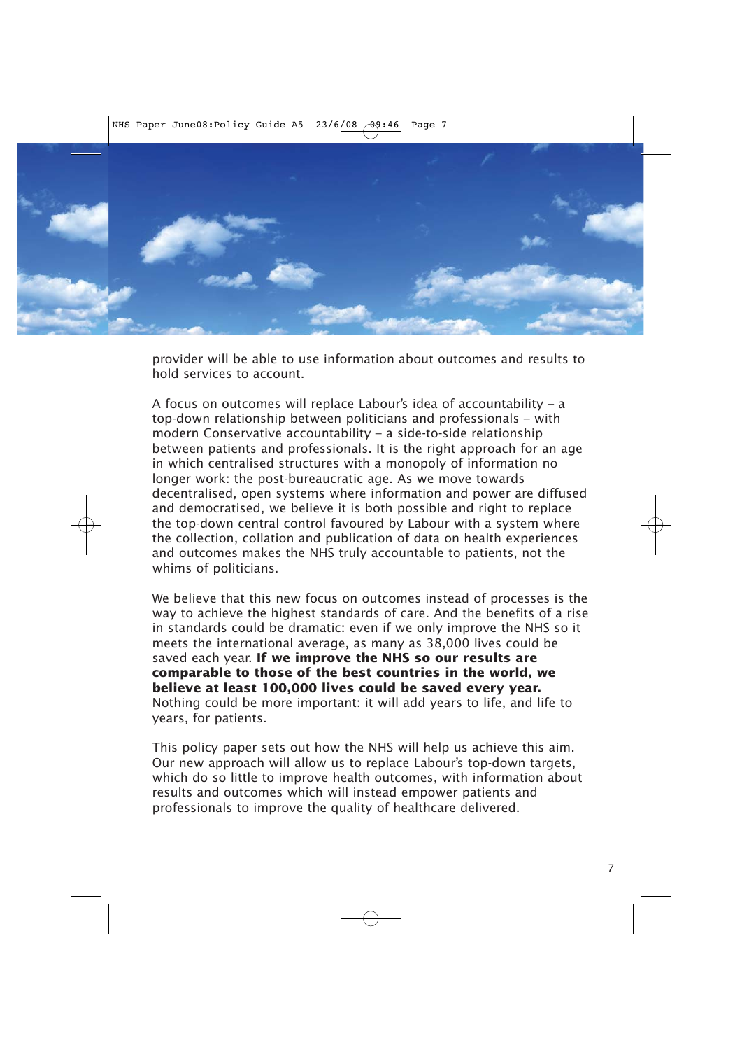provider will be able to use information about outcomes and results to hold services to account.

A focus on outcomes will replace Labour's idea of accountability – a top-down relationship between politicians and professionals – with modern Conservative accountability – a side-to-side relationship between patients and professionals. It is the right approach for an age in which centralised structures with a monopoly of information no longer work: the post-bureaucratic age. As we move towards decentralised, open systems where information and power are diffused and democratised, we believe it is both possible and right to replace the top-down central control favoured by Labour with a system where the collection, collation and publication of data on health experiences and outcomes makes the NHS truly accountable to patients, not the whims of politicians.

We believe that this new focus on outcomes instead of processes is the way to achieve the highest standards of care. And the benefits of a rise in standards could be dramatic: even if we only improve the NHS so it meets the international average, as many as 38,000 lives could be saved each year. **If we improve the NHS so our results are comparable to those of the best countries in the world, we believe at least 100,000 lives could be saved every year.** Nothing could be more important: it will add years to life, and life to years, for patients.

This policy paper sets out how the NHS will help us achieve this aim. Our new approach will allow us to replace Labour's top-down targets, which do so little to improve health outcomes, with information about results and outcomes which will instead empower patients and professionals to improve the quality of healthcare delivered.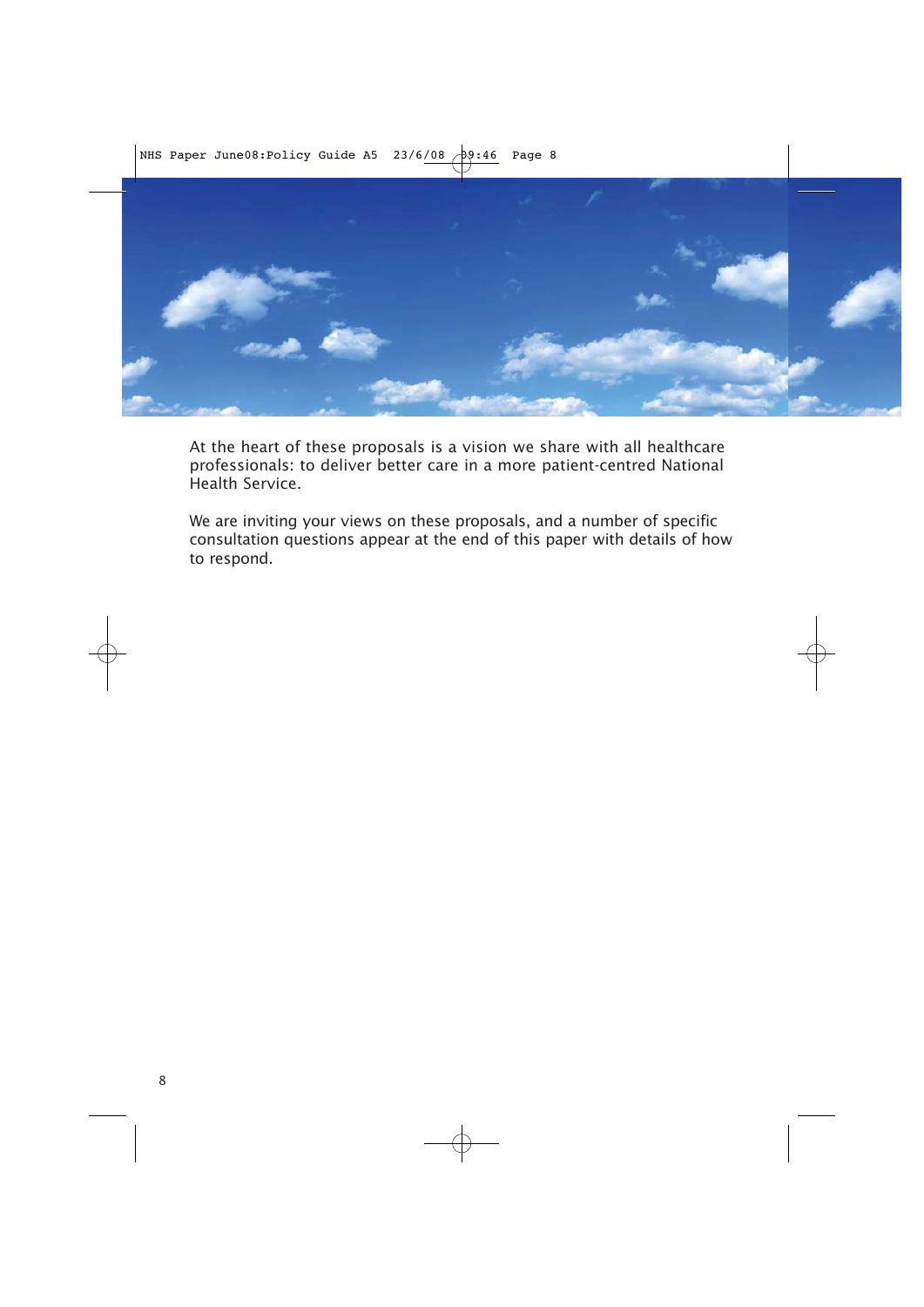At the heart of these proposals is a vision we share with all healthcare professionals: to deliver better care in a more patient-centred National Health Service.

We are inviting your views on these proposals, and a number of specific consultation questions appear at the end of this paper with details of how to respond.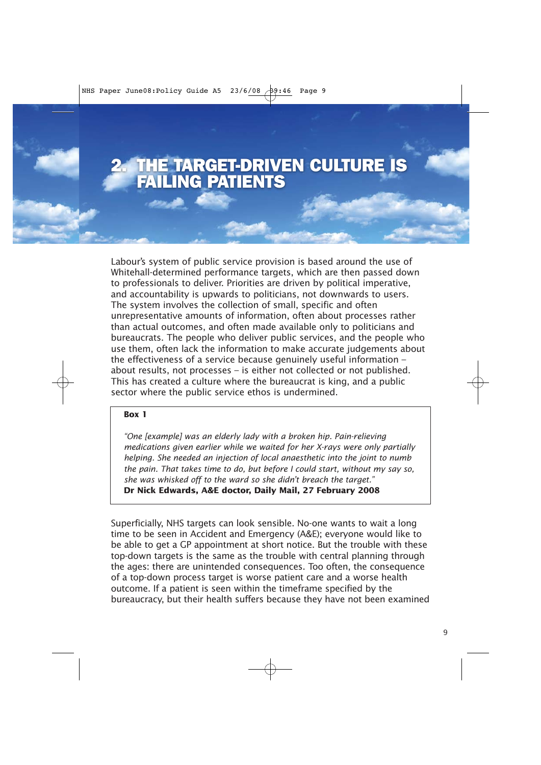# 2. THE TARGET-DRIVEN CULTURE IS FAILING PATIENTS

Labour's system of public service provision is based around the use of Whitehall-determined performance targets, which are then passed down to professionals to deliver. Priorities are driven by political imperative, and accountability is upwards to politicians, not downwards to users. The system involves the collection of small, specific and often unrepresentative amounts of information, often about processes rather than actual outcomes, and often made available only to politicians and bureaucrats. The people who deliver public services, and the people who use them, often lack the information to make accurate judgements about the effectiveness of a service because genuinely useful information – about results, not processes – is either not collected or not published. This has created a culture where the bureaucrat is king, and a public sector where the public service ethos is undermined.

> **Box 1**
>
> *"One [example] was an elderly lady with a broken hip. Pain-relieving medications given earlier while we waited for her X-rays were only partially helping. She needed an injection of local anaesthetic into the joint to numb the pain. That takes time to do, but before I could start, without my say so, she was whisked off to the ward so she didn't breach the target."*
> **Dr Nick Edwards, A&E doctor, Daily Mail, 27 February 2008**

Superficially, NHS targets can look sensible. No-one wants to wait a long time to be seen in Accident and Emergency (A&E); everyone would like to be able to get a GP appointment at short notice. But the trouble with these top-down targets is the same as the trouble with central planning through the ages: there are unintended consequences. Too often, the consequence of a top-down process target is worse patient care and a worse health outcome. If a patient is seen within the timeframe specified by the bureaucracy, but their health suffers because they have not been examined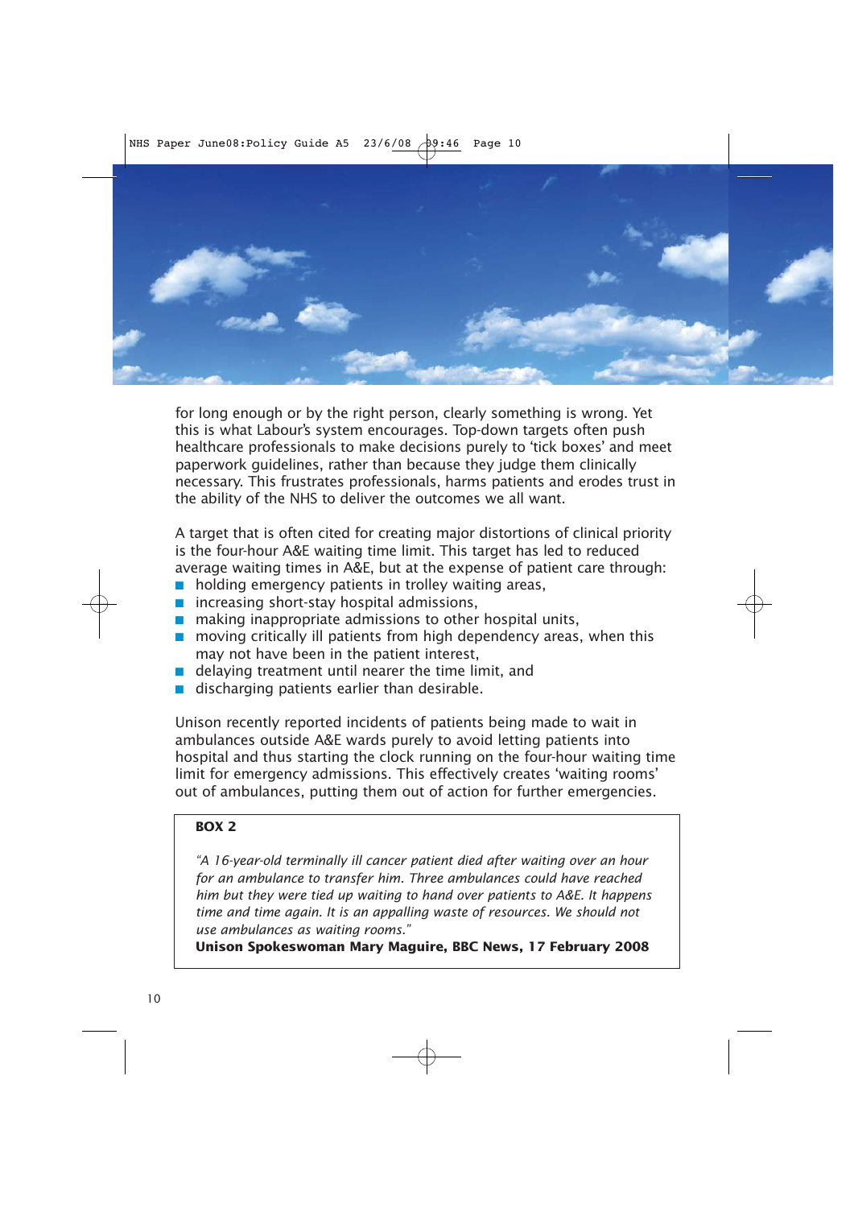for long enough or by the right person, clearly something is wrong. Yet this is what Labour's system encourages. Top-down targets often push healthcare professionals to make decisions purely to 'tick boxes' and meet paperwork guidelines, rather than because they judge them clinically necessary. This frustrates professionals, harms patients and erodes trust in the ability of the NHS to deliver the outcomes we all want.

A target that is often cited for creating major distortions of clinical priority is the four-hour A&E waiting time limit. This target has led to reduced average waiting times in A&E, but at the expense of patient care through:

- holding emergency patients in trolley waiting areas,
- increasing short-stay hospital admissions,
- making inappropriate admissions to other hospital units,
- moving critically ill patients from high dependency areas, when this may not have been in the patient interest,
- delaying treatment until nearer the time limit, and
- discharging patients earlier than desirable.

Unison recently reported incidents of patients being made to wait in ambulances outside A&E wards purely to avoid letting patients into hospital and thus starting the clock running on the four-hour waiting time limit for emergency admissions. This effectively creates 'waiting rooms' out of ambulances, putting them out of action for further emergencies.

> **BOX 2**
>
> *"A 16-year-old terminally ill cancer patient died after waiting over an hour for an ambulance to transfer him. Three ambulances could have reached him but they were tied up waiting to hand over patients to A&E. It happens time and time again. It is an appalling waste of resources. We should not use ambulances as waiting rooms."*
>
> **Unison Spokeswoman Mary Maguire, BBC News, 17 February 2008**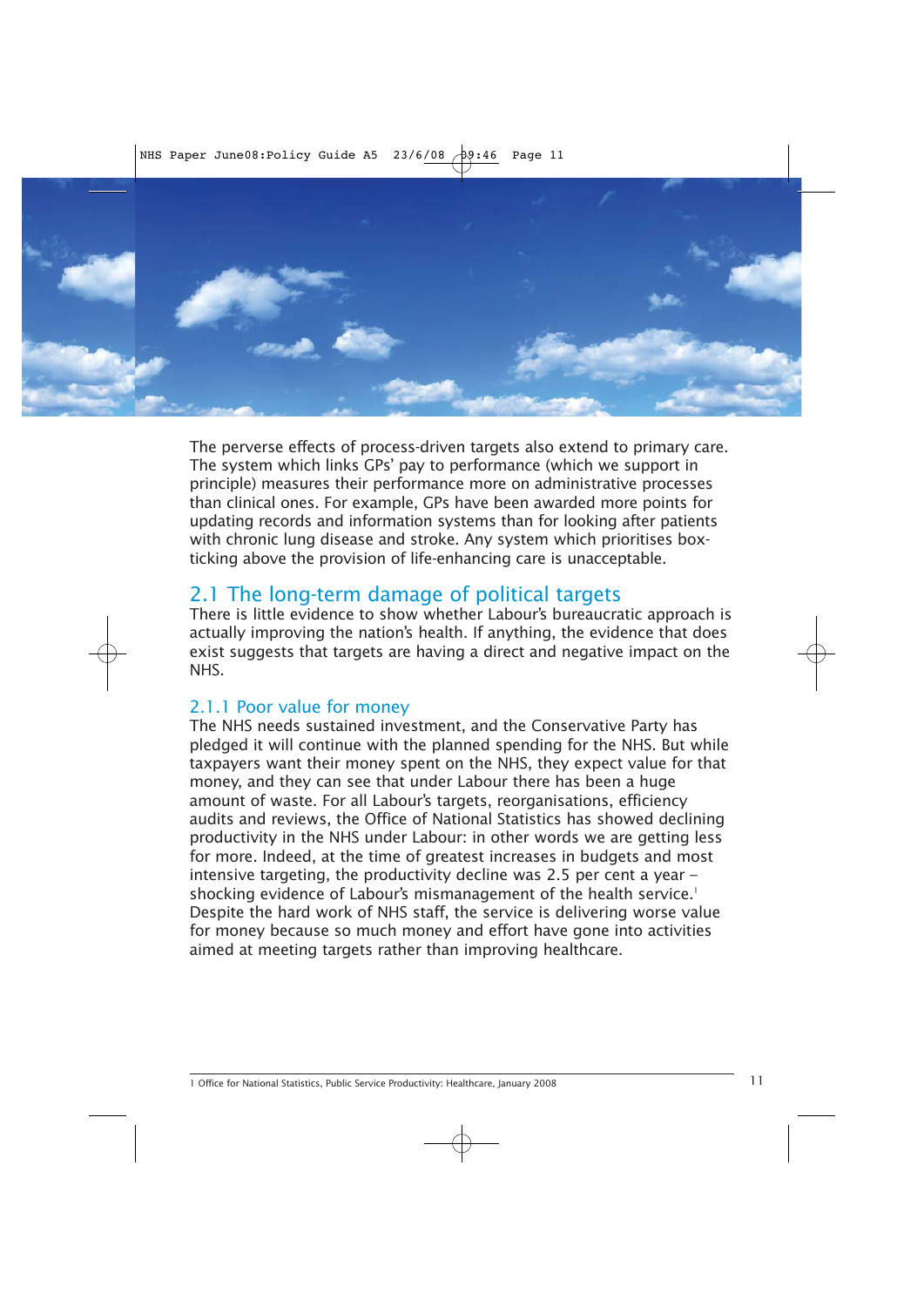The perverse effects of process-driven targets also extend to primary care. The system which links GPs' pay to performance (which we support in principle) measures their performance more on administrative processes than clinical ones. For example, GPs have been awarded more points for updating records and information systems than for looking after patients with chronic lung disease and stroke. Any system which prioritises box-ticking above the provision of life-enhancing care is unacceptable.

## 2.1 The long-term damage of political targets

There is little evidence to show whether Labour's bureaucratic approach is actually improving the nation's health. If anything, the evidence that does exist suggests that targets are having a direct and negative impact on the NHS.

### 2.1.1 Poor value for money

The NHS needs sustained investment, and the Conservative Party has pledged it will continue with the planned spending for the NHS. But while taxpayers want their money spent on the NHS, they expect value for that money, and they can see that under Labour there has been a huge amount of waste. For all Labour's targets, reorganisations, efficiency audits and reviews, the Office of National Statistics has showed declining productivity in the NHS under Labour: in other words we are getting less for more. Indeed, at the time of greatest increases in budgets and most intensive targeting, the productivity decline was 2.5 per cent a year – shocking evidence of Labour's mismanagement of the health service.[1] Despite the hard work of NHS staff, the service is delivering worse value for money because so much money and effort have gone into activities aimed at meeting targets rather than improving healthcare.

1 Office for National Statistics, Public Service Productivity: Healthcare, January 2008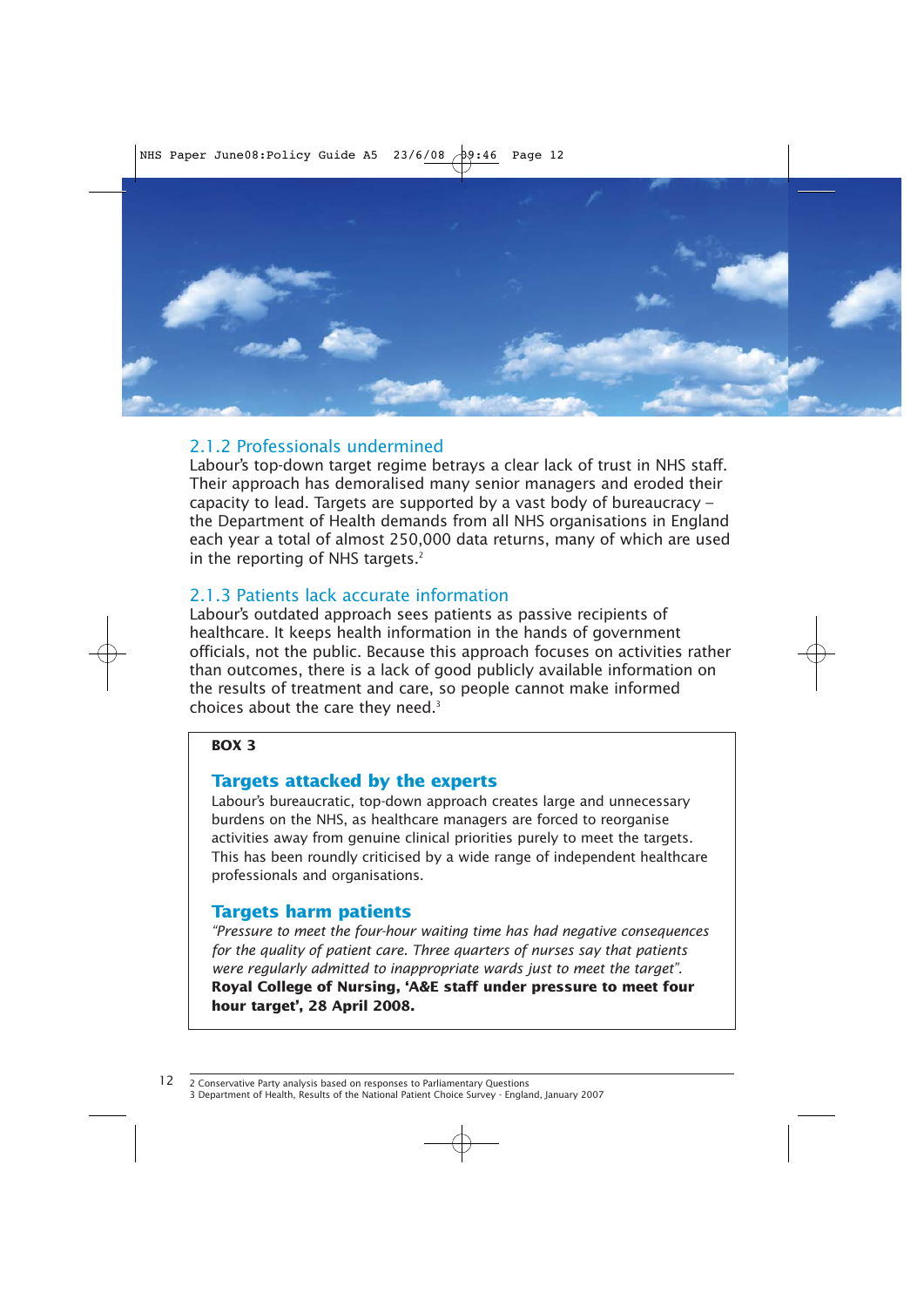### 2.1.2 Professionals undermined

Labour's top-down target regime betrays a clear lack of trust in NHS staff. Their approach has demoralised many senior managers and eroded their capacity to lead. Targets are supported by a vast body of bureaucracy – the Department of Health demands from all NHS organisations in England each year a total of almost 250,000 data returns, many of which are used in the reporting of NHS targets.[2]

### 2.1.3 Patients lack accurate information

Labour's outdated approach sees patients as passive recipients of healthcare. It keeps health information in the hands of government officials, not the public. Because this approach focuses on activities rather than outcomes, there is a lack of good publicly available information on the results of treatment and care, so people cannot make informed choices about the care they need.[3]

**BOX 3**

**Targets attacked by the experts**

Labour's bureaucratic, top-down approach creates large and unnecessary burdens on the NHS, as healthcare managers are forced to reorganise activities away from genuine clinical priorities purely to meet the targets. This has been roundly criticised by a wide range of independent healthcare professionals and organisations.

**Targets harm patients**

*"Pressure to meet the four-hour waiting time has had negative consequences for the quality of patient care. Three quarters of nurses say that patients were regularly admitted to inappropriate wards just to meet the target".*
**Royal College of Nursing, 'A&E staff under pressure to meet four hour target', 28 April 2008.**

---

2 Conservative Party analysis based on responses to Parliamentary Questions
3 Department of Health, Results of the National Patient Choice Survey - England, January 2007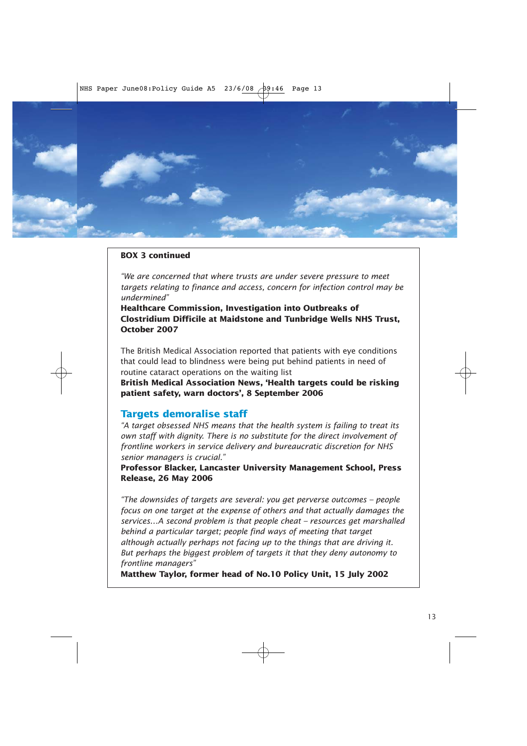**BOX 3 continued**

*"We are concerned that where trusts are under severe pressure to meet targets relating to finance and access, concern for infection control may be undermined"*

**Healthcare Commission, Investigation into Outbreaks of Clostridium Difficile at Maidstone and Tunbridge Wells NHS Trust, October 2007**

The British Medical Association reported that patients with eye conditions that could lead to blindness were being put behind patients in need of routine cataract operations on the waiting list

**British Medical Association News, 'Health targets could be risking patient safety, warn doctors', 8 September 2006**

## Targets demoralise staff

*"A target obsessed NHS means that the health system is failing to treat its own staff with dignity. There is no substitute for the direct involvement of frontline workers in service delivery and bureaucratic discretion for NHS senior managers is crucial."*

**Professor Blacker, Lancaster University Management School, Press Release, 26 May 2006**

*"The downsides of targets are several: you get perverse outcomes – people focus on one target at the expense of others and that actually damages the services…A second problem is that people cheat – resources get marshalled behind a particular target; people find ways of meeting that target although actually perhaps not facing up to the things that are driving it. But perhaps the biggest problem of targets it that they deny autonomy to frontline managers"*

**Matthew Taylor, former head of No.10 Policy Unit, 15 July 2002**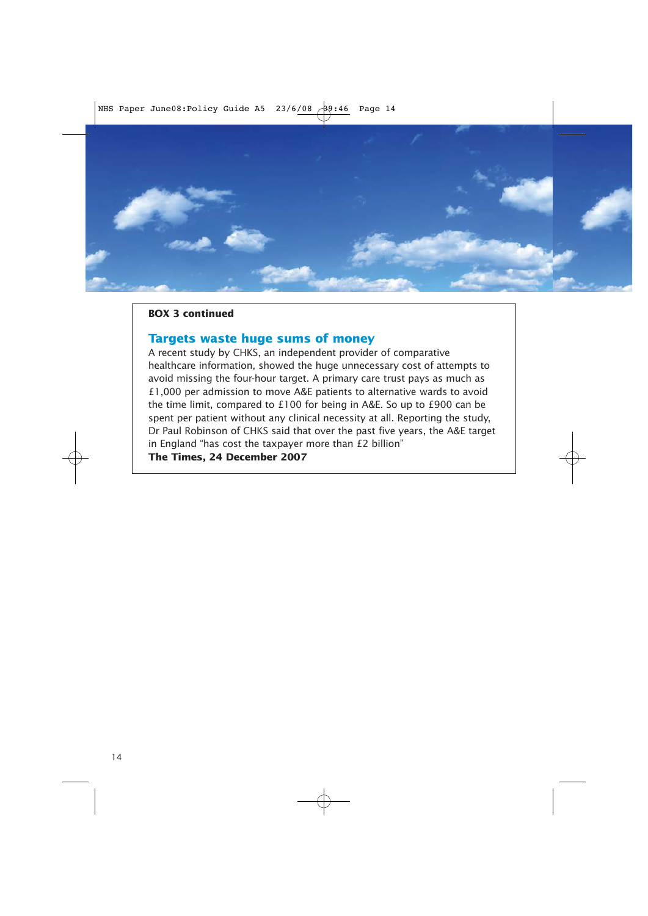**BOX 3 continued**

## Targets waste huge sums of money

A recent study by CHKS, an independent provider of comparative healthcare information, showed the huge unnecessary cost of attempts to avoid missing the four-hour target. A primary care trust pays as much as £1,000 per admission to move A&E patients to alternative wards to avoid the time limit, compared to £100 for being in A&E. So up to £900 can be spent per patient without any clinical necessity at all. Reporting the study, Dr Paul Robinson of CHKS said that over the past five years, the A&E target in England "has cost the taxpayer more than £2 billion"

**The Times, 24 December 2007**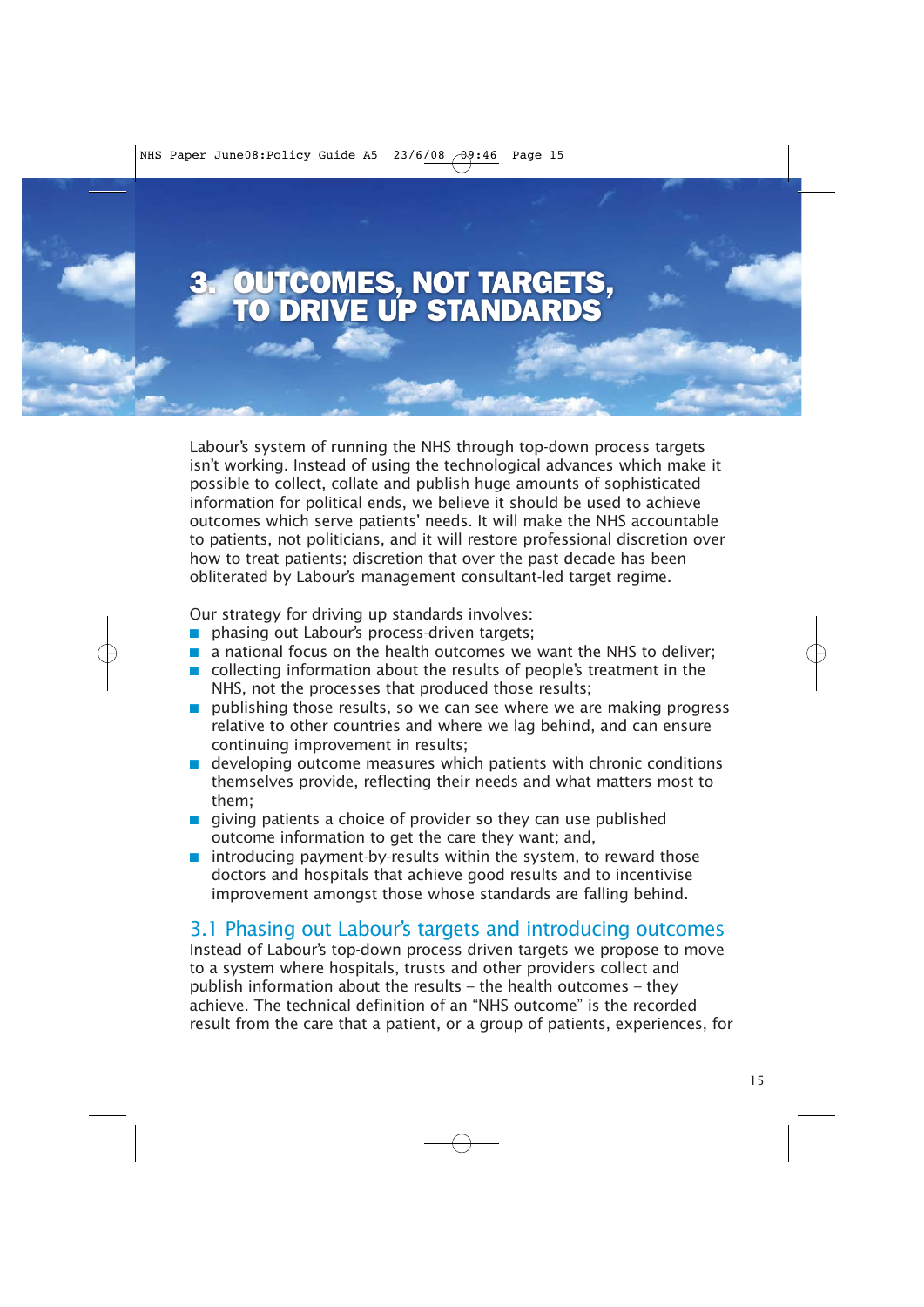# 3. OUTCOMES, NOT TARGETS, TO DRIVE UP STANDARDS

Labour's system of running the NHS through top-down process targets isn't working. Instead of using the technological advances which make it possible to collect, collate and publish huge amounts of sophisticated information for political ends, we believe it should be used to achieve outcomes which serve patients' needs. It will make the NHS accountable to patients, not politicians, and it will restore professional discretion over how to treat patients; discretion that over the past decade has been obliterated by Labour's management consultant-led target regime.

Our strategy for driving up standards involves:

- phasing out Labour's process-driven targets;
- a national focus on the health outcomes we want the NHS to deliver;
- collecting information about the results of people's treatment in the NHS, not the processes that produced those results;
- publishing those results, so we can see where we are making progress relative to other countries and where we lag behind, and can ensure continuing improvement in results;
- developing outcome measures which patients with chronic conditions themselves provide, reflecting their needs and what matters most to them;
- giving patients a choice of provider so they can use published outcome information to get the care they want; and,
- introducing payment-by-results within the system, to reward those doctors and hospitals that achieve good results and to incentivise improvement amongst those whose standards are falling behind.

## 3.1 Phasing out Labour's targets and introducing outcomes

Instead of Labour's top-down process driven targets we propose to move to a system where hospitals, trusts and other providers collect and publish information about the results – the health outcomes – they achieve. The technical definition of an "NHS outcome" is the recorded result from the care that a patient, or a group of patients, experiences, for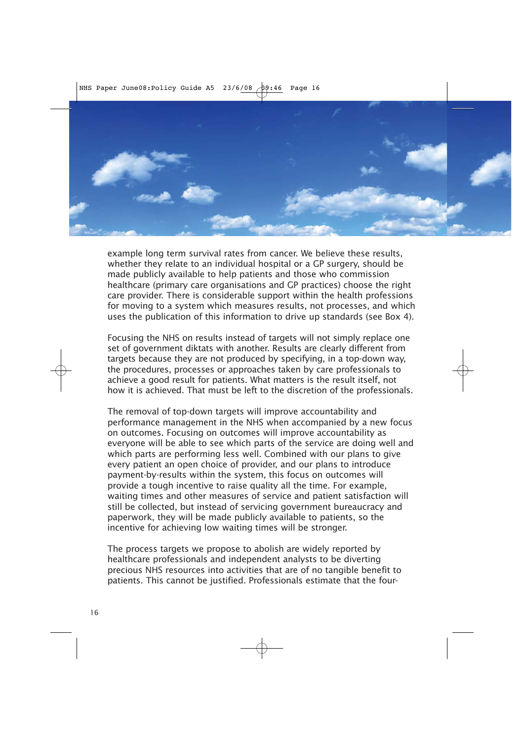example long term survival rates from cancer. We believe these results, whether they relate to an individual hospital or a GP surgery, should be made publicly available to help patients and those who commission healthcare (primary care organisations and GP practices) choose the right care provider. There is considerable support within the health professions for moving to a system which measures results, not processes, and which uses the publication of this information to drive up standards (see Box 4).

Focusing the NHS on results instead of targets will not simply replace one set of government diktats with another. Results are clearly different from targets because they are not produced by specifying, in a top-down way, the procedures, processes or approaches taken by care professionals to achieve a good result for patients. What matters is the result itself, not how it is achieved. That must be left to the discretion of the professionals.

The removal of top-down targets will improve accountability and performance management in the NHS when accompanied by a new focus on outcomes. Focusing on outcomes will improve accountability as everyone will be able to see which parts of the service are doing well and which parts are performing less well. Combined with our plans to give every patient an open choice of provider, and our plans to introduce payment-by-results within the system, this focus on outcomes will provide a tough incentive to raise quality all the time. For example, waiting times and other measures of service and patient satisfaction will still be collected, but instead of servicing government bureaucracy and paperwork, they will be made publicly available to patients, so the incentive for achieving low waiting times will be stronger.

The process targets we propose to abolish are widely reported by healthcare professionals and independent analysts to be diverting precious NHS resources into activities that are of no tangible benefit to patients. This cannot be justified. Professionals estimate that the four-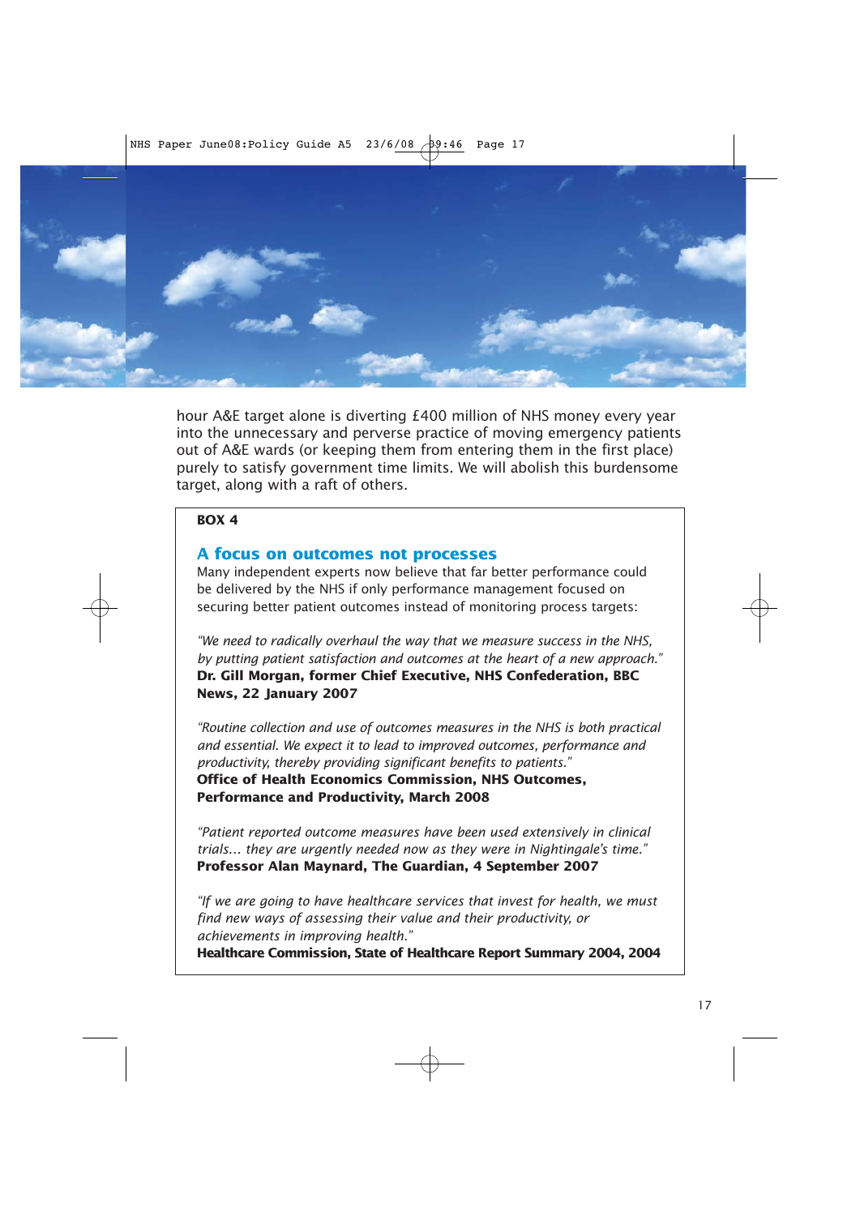hour A&E target alone is diverting £400 million of NHS money every year into the unnecessary and perverse practice of moving emergency patients out of A&E wards (or keeping them from entering them in the first place) purely to satisfy government time limits. We will abolish this burdensome target, along with a raft of others.

**BOX 4**

## A focus on outcomes not processes

Many independent experts now believe that far better performance could be delivered by the NHS if only performance management focused on securing better patient outcomes instead of monitoring process targets:

*"We need to radically overhaul the way that we measure success in the NHS, by putting patient satisfaction and outcomes at the heart of a new approach."*
**Dr. Gill Morgan, former Chief Executive, NHS Confederation, BBC News, 22 January 2007**

*"Routine collection and use of outcomes measures in the NHS is both practical and essential. We expect it to lead to improved outcomes, performance and productivity, thereby providing significant benefits to patients."*
**Office of Health Economics Commission, NHS Outcomes, Performance and Productivity, March 2008**

*"Patient reported outcome measures have been used extensively in clinical trials… they are urgently needed now as they were in Nightingale's time."*
**Professor Alan Maynard, The Guardian, 4 September 2007**

*"If we are going to have healthcare services that invest for health, we must find new ways of assessing their value and their productivity, or achievements in improving health."*
**Healthcare Commission, State of Healthcare Report Summary 2004, 2004**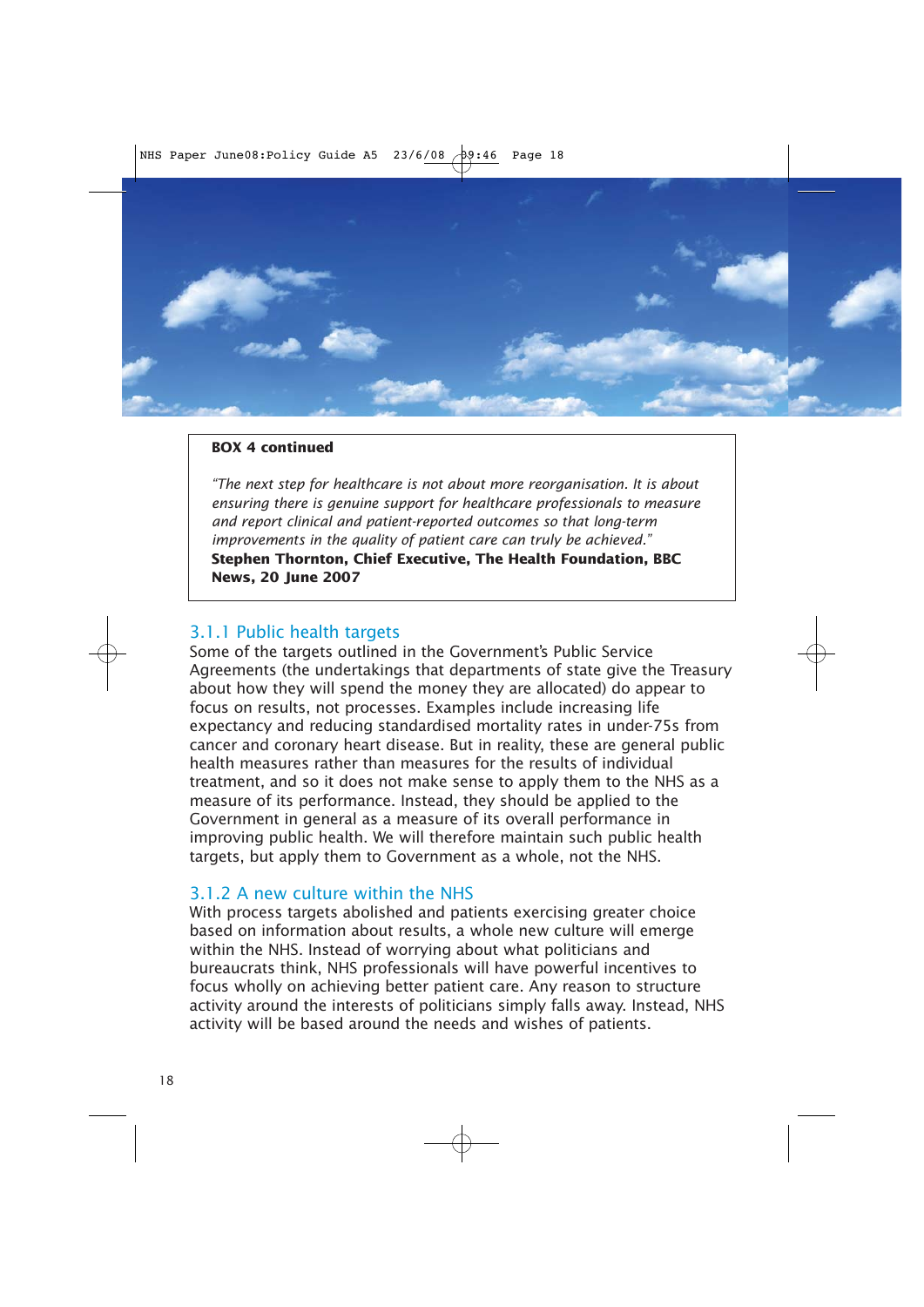**BOX 4 continued**

*"The next step for healthcare is not about more reorganisation. It is about ensuring there is genuine support for healthcare professionals to measure and report clinical and patient-reported outcomes so that long-term improvements in the quality of patient care can truly be achieved."*
**Stephen Thornton, Chief Executive, The Health Foundation, BBC News, 20 June 2007**

### 3.1.1 Public health targets

Some of the targets outlined in the Government's Public Service Agreements (the undertakings that departments of state give the Treasury about how they will spend the money they are allocated) do appear to focus on results, not processes. Examples include increasing life expectancy and reducing standardised mortality rates in under-75s from cancer and coronary heart disease. But in reality, these are general public health measures rather than measures for the results of individual treatment, and so it does not make sense to apply them to the NHS as a measure of its performance. Instead, they should be applied to the Government in general as a measure of its overall performance in improving public health. We will therefore maintain such public health targets, but apply them to Government as a whole, not the NHS.

### 3.1.2 A new culture within the NHS

With process targets abolished and patients exercising greater choice based on information about results, a whole new culture will emerge within the NHS. Instead of worrying about what politicians and bureaucrats think, NHS professionals will have powerful incentives to focus wholly on achieving better patient care. Any reason to structure activity around the interests of politicians simply falls away. Instead, NHS activity will be based around the needs and wishes of patients.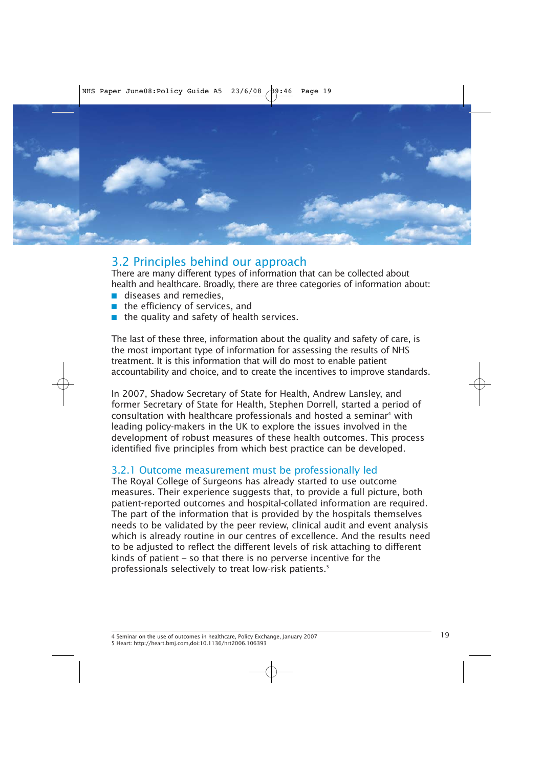## 3.2 Principles behind our approach

There are many different types of information that can be collected about health and healthcare. Broadly, there are three categories of information about:

- diseases and remedies,
- the efficiency of services, and
- the quality and safety of health services.

The last of these three, information about the quality and safety of care, is the most important type of information for assessing the results of NHS treatment. It is this information that will do most to enable patient accountability and choice, and to create the incentives to improve standards.

In 2007, Shadow Secretary of State for Health, Andrew Lansley, and former Secretary of State for Health, Stephen Dorrell, started a period of consultation with healthcare professionals and hosted a seminar[4] with leading policy-makers in the UK to explore the issues involved in the development of robust measures of these health outcomes. This process identified five principles from which best practice can be developed.

### 3.2.1 Outcome measurement must be professionally led

The Royal College of Surgeons has already started to use outcome measures. Their experience suggests that, to provide a full picture, both patient-reported outcomes and hospital-collated information are required. The part of the information that is provided by the hospitals themselves needs to be validated by the peer review, clinical audit and event analysis which is already routine in our centres of excellence. And the results need to be adjusted to reflect the different levels of risk attaching to different kinds of patient – so that there is no perverse incentive for the professionals selectively to treat low-risk patients.[5]

4 Seminar on the use of outcomes in healthcare, Policy Exchange, January 2007
5 Heart: http://heart.bmj.com,doi:10.1136/hrt2006.106393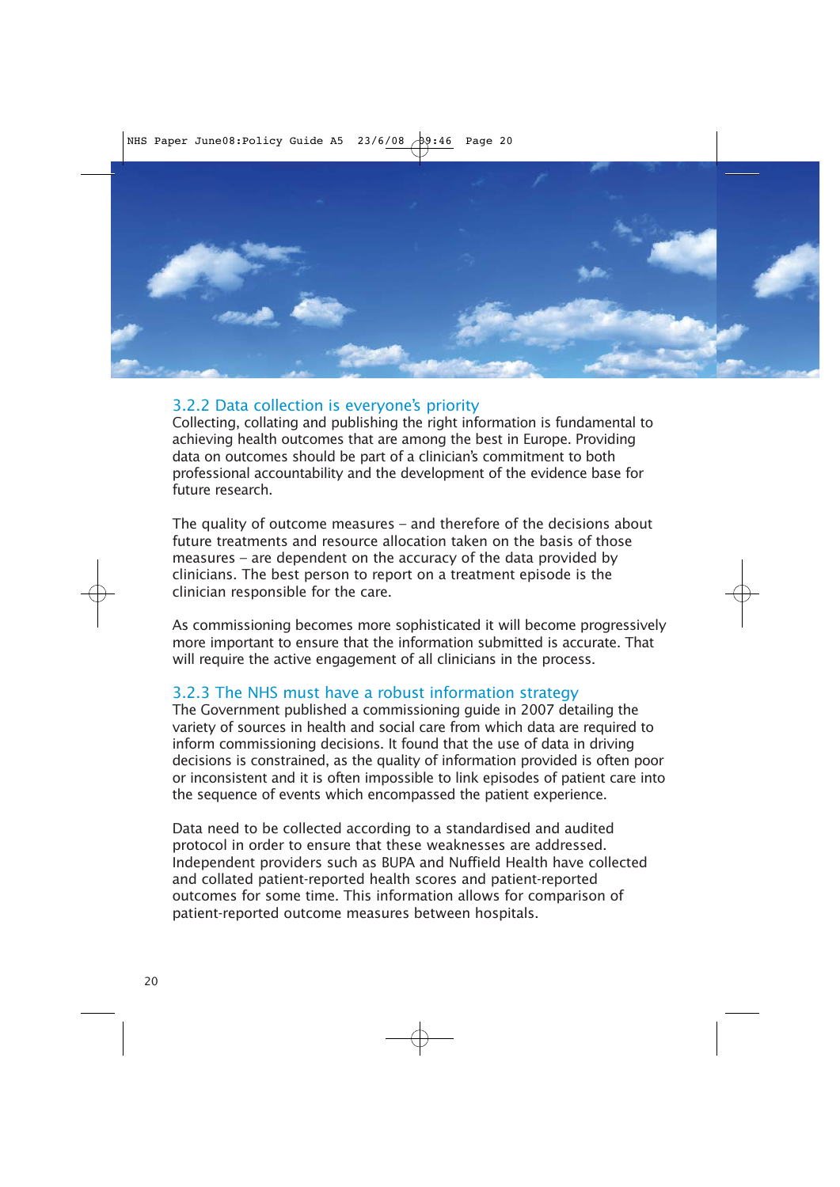### 3.2.2 Data collection is everyone's priority

Collecting, collating and publishing the right information is fundamental to achieving health outcomes that are among the best in Europe. Providing data on outcomes should be part of a clinician's commitment to both professional accountability and the development of the evidence base for future research.

The quality of outcome measures – and therefore of the decisions about future treatments and resource allocation taken on the basis of those measures – are dependent on the accuracy of the data provided by clinicians. The best person to report on a treatment episode is the clinician responsible for the care.

As commissioning becomes more sophisticated it will become progressively more important to ensure that the information submitted is accurate. That will require the active engagement of all clinicians in the process.

### 3.2.3 The NHS must have a robust information strategy

The Government published a commissioning guide in 2007 detailing the variety of sources in health and social care from which data are required to inform commissioning decisions. It found that the use of data in driving decisions is constrained, as the quality of information provided is often poor or inconsistent and it is often impossible to link episodes of patient care into the sequence of events which encompassed the patient experience.

Data need to be collected according to a standardised and audited protocol in order to ensure that these weaknesses are addressed. Independent providers such as BUPA and Nuffield Health have collected and collated patient-reported health scores and patient-reported outcomes for some time. This information allows for comparison of patient-reported outcome measures between hospitals.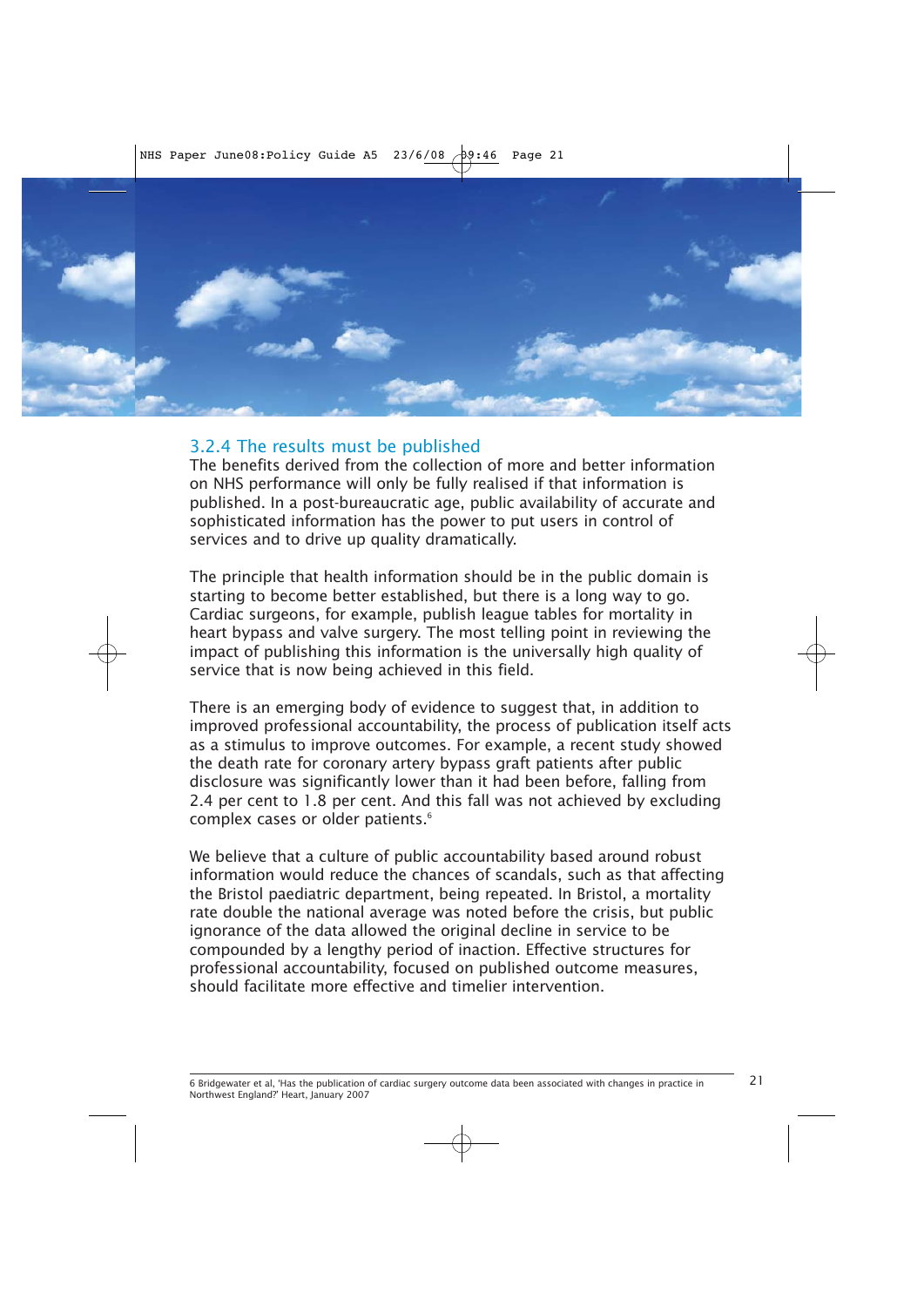### 3.2.4 The results must be published

The benefits derived from the collection of more and better information on NHS performance will only be fully realised if that information is published. In a post-bureaucratic age, public availability of accurate and sophisticated information has the power to put users in control of services and to drive up quality dramatically.

The principle that health information should be in the public domain is starting to become better established, but there is a long way to go. Cardiac surgeons, for example, publish league tables for mortality in heart bypass and valve surgery. The most telling point in reviewing the impact of publishing this information is the universally high quality of service that is now being achieved in this field.

There is an emerging body of evidence to suggest that, in addition to improved professional accountability, the process of publication itself acts as a stimulus to improve outcomes. For example, a recent study showed the death rate for coronary artery bypass graft patients after public disclosure was significantly lower than it had been before, falling from 2.4 per cent to 1.8 per cent. And this fall was not achieved by excluding complex cases or older patients.[6]

We believe that a culture of public accountability based around robust information would reduce the chances of scandals, such as that affecting the Bristol paediatric department, being repeated. In Bristol, a mortality rate double the national average was noted before the crisis, but public ignorance of the data allowed the original decline in service to be compounded by a lengthy period of inaction. Effective structures for professional accountability, focused on published outcome measures, should facilitate more effective and timelier intervention.

---

6 Bridgewater et al, 'Has the publication of cardiac surgery outcome data been associated with changes in practice in Northwest England?' Heart, January 2007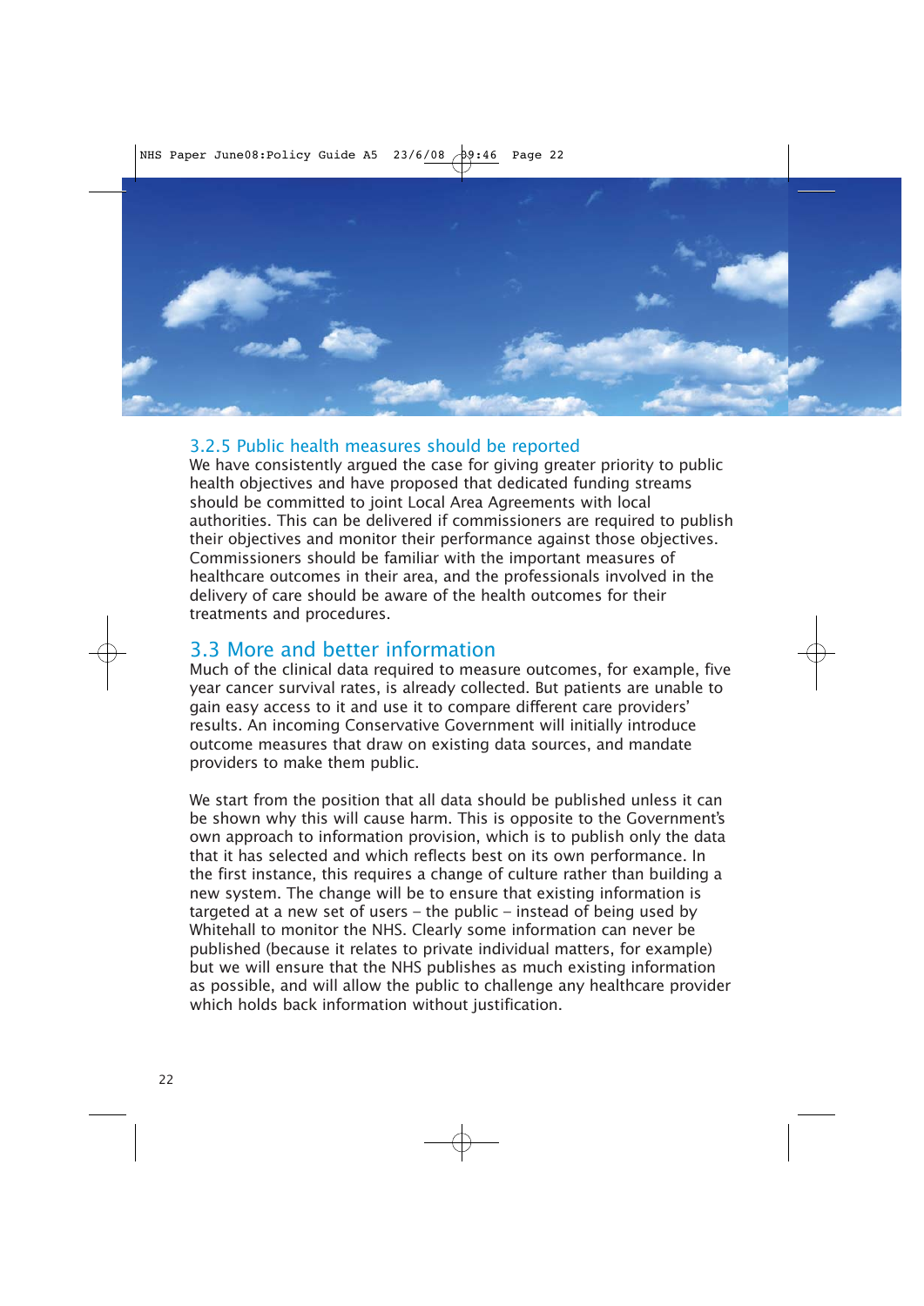### 3.2.5 Public health measures should be reported

We have consistently argued the case for giving greater priority to public health objectives and have proposed that dedicated funding streams should be committed to joint Local Area Agreements with local authorities. This can be delivered if commissioners are required to publish their objectives and monitor their performance against those objectives. Commissioners should be familiar with the important measures of healthcare outcomes in their area, and the professionals involved in the delivery of care should be aware of the health outcomes for their treatments and procedures.

## 3.3 More and better information

Much of the clinical data required to measure outcomes, for example, five year cancer survival rates, is already collected. But patients are unable to gain easy access to it and use it to compare different care providers' results. An incoming Conservative Government will initially introduce outcome measures that draw on existing data sources, and mandate providers to make them public.

We start from the position that all data should be published unless it can be shown why this will cause harm. This is opposite to the Government's own approach to information provision, which is to publish only the data that it has selected and which reflects best on its own performance. In the first instance, this requires a change of culture rather than building a new system. The change will be to ensure that existing information is targeted at a new set of users – the public – instead of being used by Whitehall to monitor the NHS. Clearly some information can never be published (because it relates to private individual matters, for example) but we will ensure that the NHS publishes as much existing information as possible, and will allow the public to challenge any healthcare provider which holds back information without justification.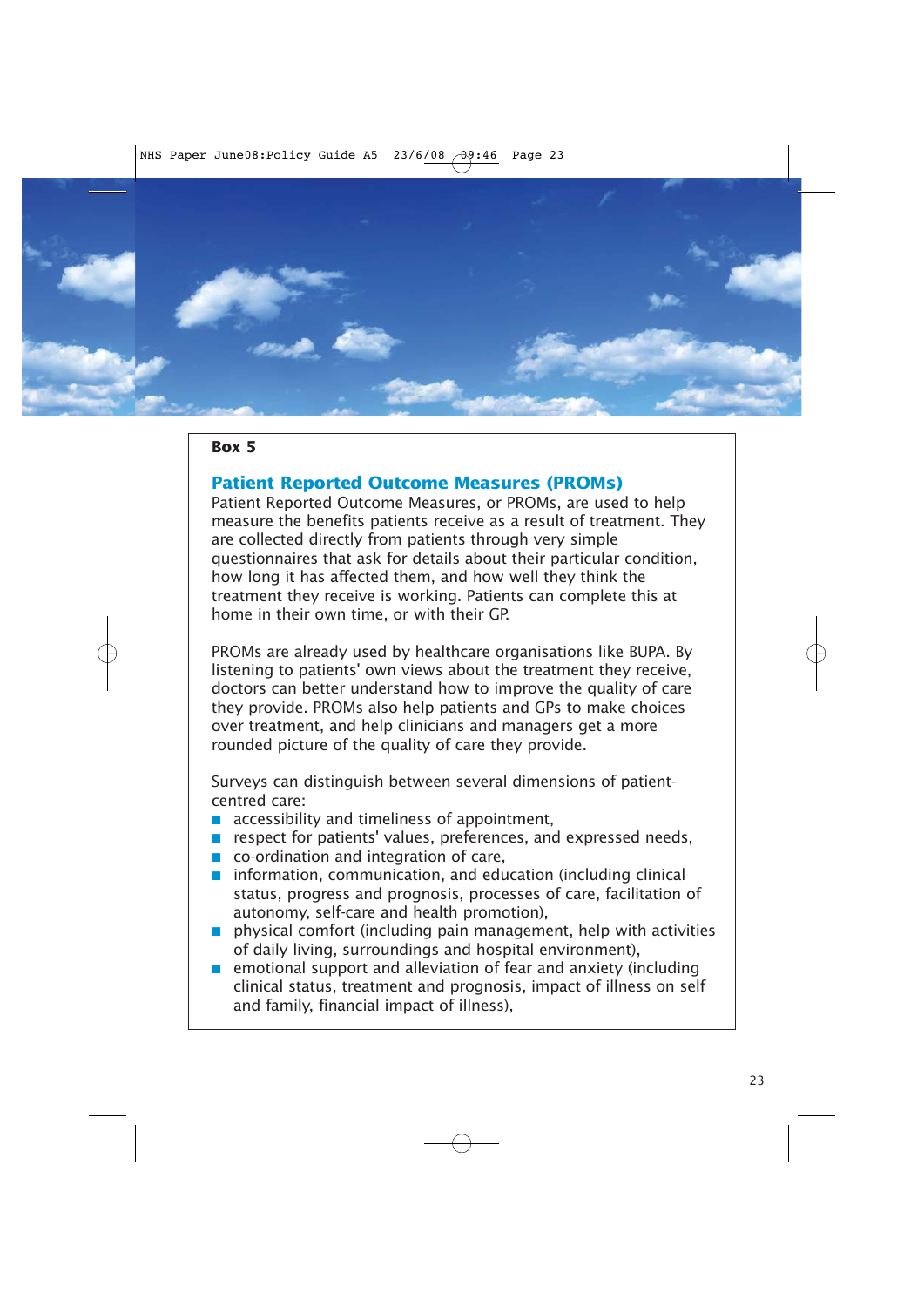**Box 5**

## Patient Reported Outcome Measures (PROMs)

Patient Reported Outcome Measures, or PROMs, are used to help measure the benefits patients receive as a result of treatment. They are collected directly from patients through very simple questionnaires that ask for details about their particular condition, how long it has affected them, and how well they think the treatment they receive is working. Patients can complete this at home in their own time, or with their GP.

PROMs are already used by healthcare organisations like BUPA. By listening to patients' own views about the treatment they receive, doctors can better understand how to improve the quality of care they provide. PROMs also help patients and GPs to make choices over treatment, and help clinicians and managers get a more rounded picture of the quality of care they provide.

Surveys can distinguish between several dimensions of patient-centred care:

- accessibility and timeliness of appointment,
- respect for patients' values, preferences, and expressed needs,
- co-ordination and integration of care,
- information, communication, and education (including clinical status, progress and prognosis, processes of care, facilitation of autonomy, self-care and health promotion),
- physical comfort (including pain management, help with activities of daily living, surroundings and hospital environment),
- emotional support and alleviation of fear and anxiety (including clinical status, treatment and prognosis, impact of illness on self and family, financial impact of illness),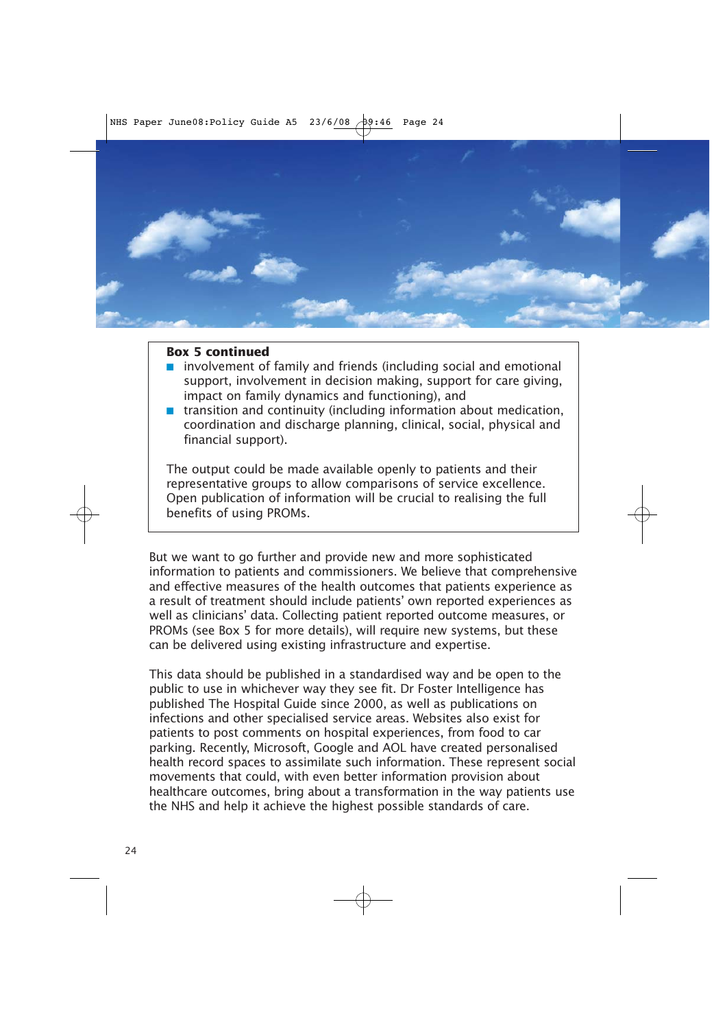**Box 5 continued**

- involvement of family and friends (including social and emotional support, involvement in decision making, support for care giving, impact on family dynamics and functioning), and
- transition and continuity (including information about medication, coordination and discharge planning, clinical, social, physical and financial support).

The output could be made available openly to patients and their representative groups to allow comparisons of service excellence. Open publication of information will be crucial to realising the full benefits of using PROMs.

But we want to go further and provide new and more sophisticated information to patients and commissioners. We believe that comprehensive and effective measures of the health outcomes that patients experience as a result of treatment should include patients' own reported experiences as well as clinicians' data. Collecting patient reported outcome measures, or PROMs (see Box 5 for more details), will require new systems, but these can be delivered using existing infrastructure and expertise.

This data should be published in a standardised way and be open to the public to use in whichever way they see fit. Dr Foster Intelligence has published The Hospital Guide since 2000, as well as publications on infections and other specialised service areas. Websites also exist for patients to post comments on hospital experiences, from food to car parking. Recently, Microsoft, Google and AOL have created personalised health record spaces to assimilate such information. These represent social movements that could, with even better information provision about healthcare outcomes, bring about a transformation in the way patients use the NHS and help it achieve the highest possible standards of care.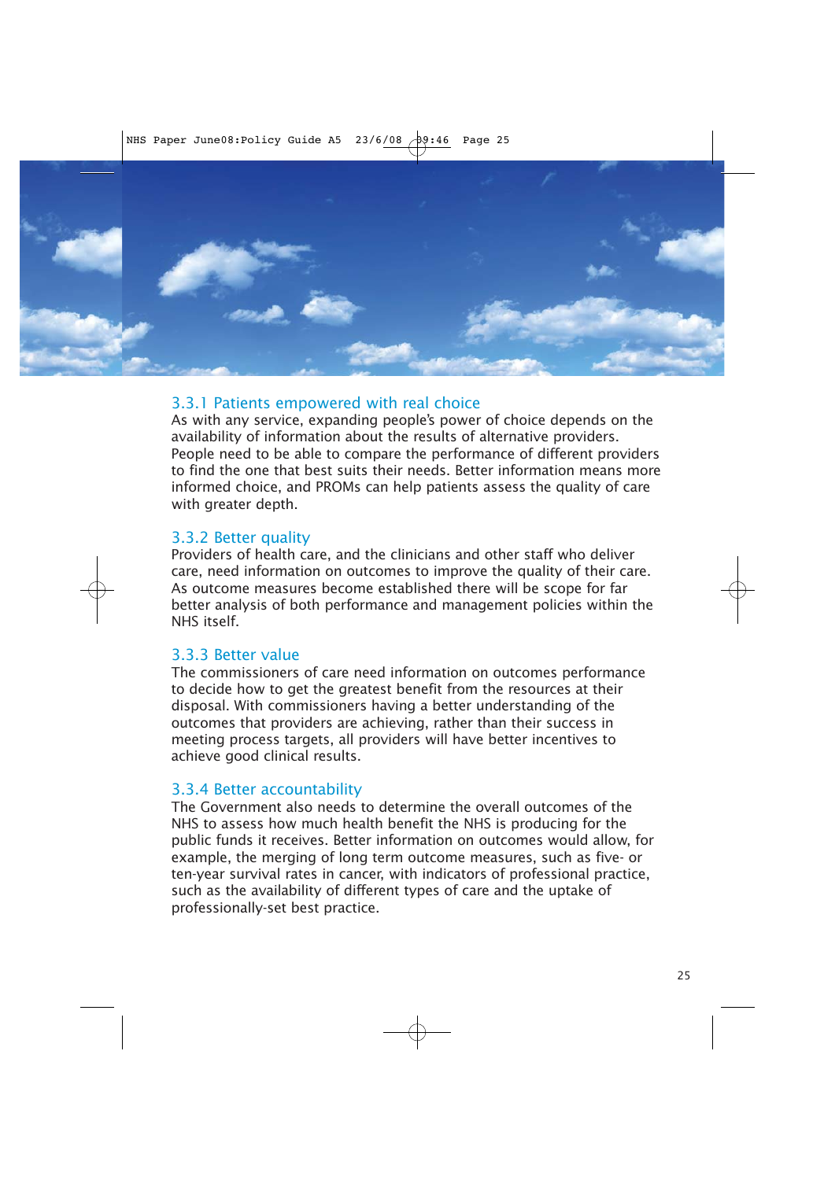### 3.3.1 Patients empowered with real choice

As with any service, expanding people's power of choice depends on the availability of information about the results of alternative providers. People need to be able to compare the performance of different providers to find the one that best suits their needs. Better information means more informed choice, and PROMs can help patients assess the quality of care with greater depth.

### 3.3.2 Better quality

Providers of health care, and the clinicians and other staff who deliver care, need information on outcomes to improve the quality of their care. As outcome measures become established there will be scope for far better analysis of both performance and management policies within the NHS itself.

### 3.3.3 Better value

The commissioners of care need information on outcomes performance to decide how to get the greatest benefit from the resources at their disposal. With commissioners having a better understanding of the outcomes that providers are achieving, rather than their success in meeting process targets, all providers will have better incentives to achieve good clinical results.

### 3.3.4 Better accountability

The Government also needs to determine the overall outcomes of the NHS to assess how much health benefit the NHS is producing for the public funds it receives. Better information on outcomes would allow, for example, the merging of long term outcome measures, such as five- or ten-year survival rates in cancer, with indicators of professional practice, such as the availability of different types of care and the uptake of professionally-set best practice.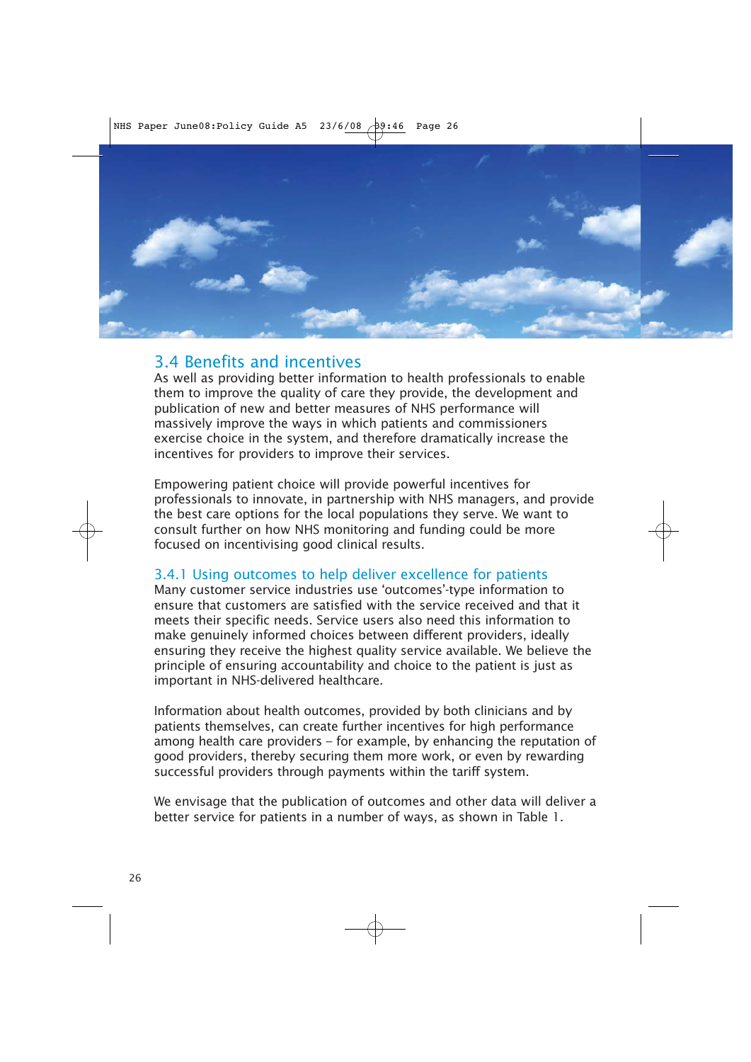## 3.4 Benefits and incentives

As well as providing better information to health professionals to enable them to improve the quality of care they provide, the development and publication of new and better measures of NHS performance will massively improve the ways in which patients and commissioners exercise choice in the system, and therefore dramatically increase the incentives for providers to improve their services.

Empowering patient choice will provide powerful incentives for professionals to innovate, in partnership with NHS managers, and provide the best care options for the local populations they serve. We want to consult further on how NHS monitoring and funding could be more focused on incentivising good clinical results.

### 3.4.1 Using outcomes to help deliver excellence for patients

Many customer service industries use 'outcomes'-type information to ensure that customers are satisfied with the service received and that it meets their specific needs. Service users also need this information to make genuinely informed choices between different providers, ideally ensuring they receive the highest quality service available. We believe the principle of ensuring accountability and choice to the patient is just as important in NHS-delivered healthcare.

Information about health outcomes, provided by both clinicians and by patients themselves, can create further incentives for high performance among health care providers – for example, by enhancing the reputation of good providers, thereby securing them more work, or even by rewarding successful providers through payments within the tariff system.

We envisage that the publication of outcomes and other data will deliver a better service for patients in a number of ways, as shown in Table 1.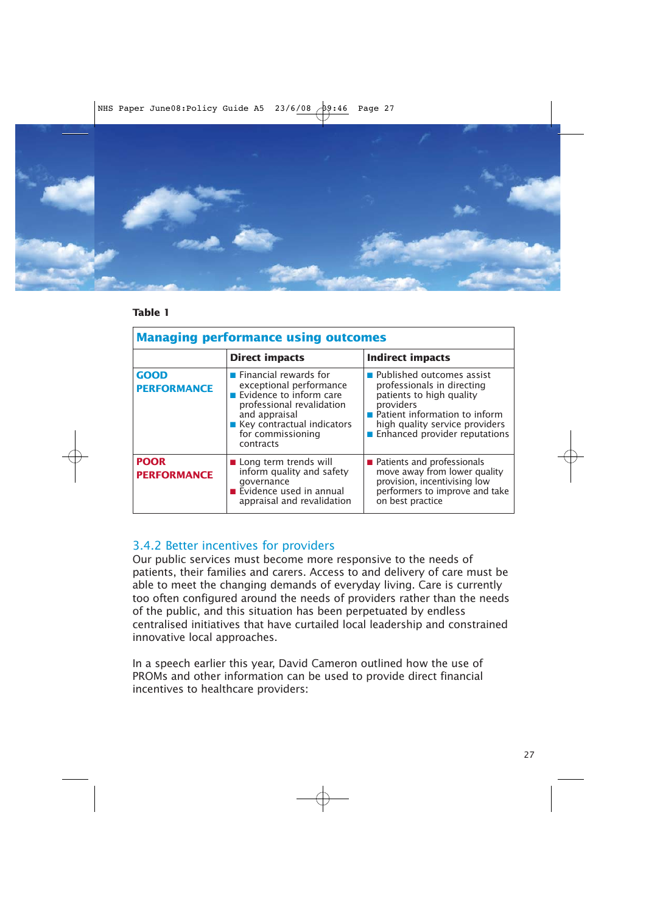**Table 1**

| Managing performance using outcomes | | |
|---|---|---|
| | **Direct impacts** | **Indirect impacts** |
| **GOOD PERFORMANCE** | ■ Financial rewards for exceptional performance<br>■ Evidence to inform care professional revalidation and appraisal<br>■ Key contractual indicators for commissioning contracts | ■ Published outcomes assist professionals in directing patients to high quality providers<br>■ Patient information to inform high quality service providers<br>■ Enhanced provider reputations |
| **POOR PERFORMANCE** | ■ Long term trends will inform quality and safety governance<br>■ Evidence used in annual appraisal and revalidation | ■ Patients and professionals move away from lower quality provision, incentivising low performers to improve and take on best practice |

### 3.4.2 Better incentives for providers

Our public services must become more responsive to the needs of patients, their families and carers. Access to and delivery of care must be able to meet the changing demands of everyday living. Care is currently too often configured around the needs of providers rather than the needs of the public, and this situation has been perpetuated by endless centralised initiatives that have curtailed local leadership and constrained innovative local approaches.

In a speech earlier this year, David Cameron outlined how the use of PROMs and other information can be used to provide direct financial incentives to healthcare providers: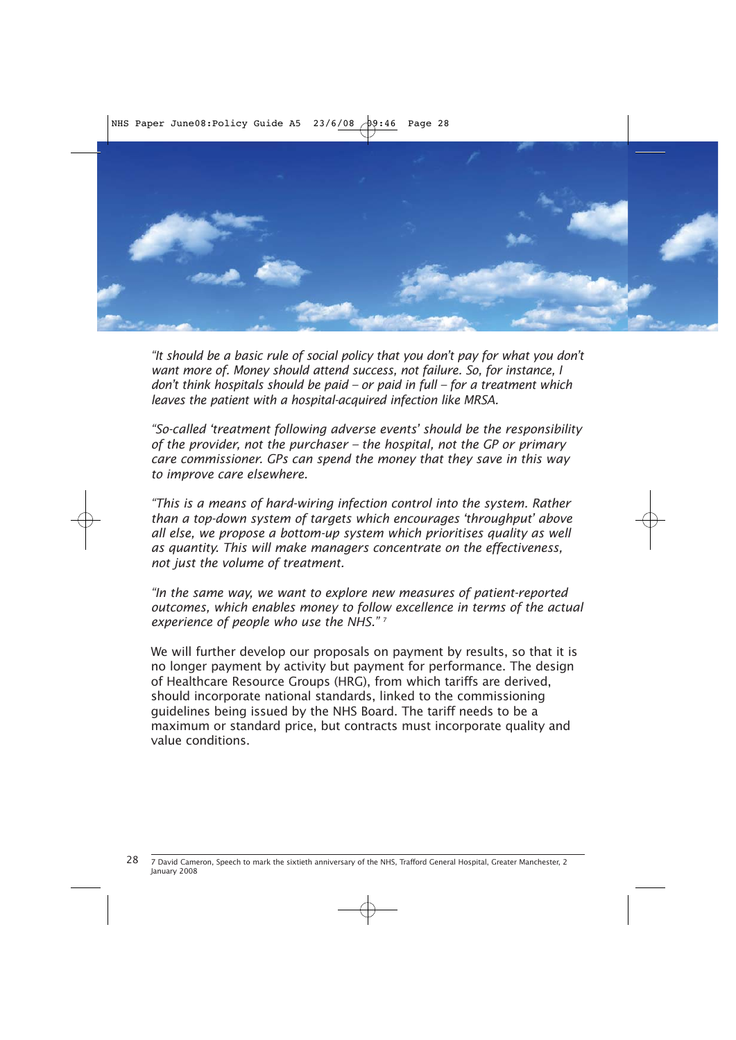*"It should be a basic rule of social policy that you don't pay for what you don't want more of. Money should attend success, not failure. So, for instance, I don't think hospitals should be paid – or paid in full – for a treatment which leaves the patient with a hospital-acquired infection like MRSA.*

*"So-called 'treatment following adverse events' should be the responsibility of the provider, not the purchaser – the hospital, not the GP or primary care commissioner. GPs can spend the money that they save in this way to improve care elsewhere.*

*"This is a means of hard-wiring infection control into the system. Rather than a top-down system of targets which encourages 'throughput' above all else, we propose a bottom-up system which prioritises quality as well as quantity. This will make managers concentrate on the effectiveness, not just the volume of treatment.*

*"In the same way, we want to explore new measures of patient-reported outcomes, which enables money to follow excellence in terms of the actual experience of people who use the NHS."* [7]

We will further develop our proposals on payment by results, so that it is no longer payment by activity but payment for performance. The design of Healthcare Resource Groups (HRG), from which tariffs are derived, should incorporate national standards, linked to the commissioning guidelines being issued by the NHS Board. The tariff needs to be a maximum or standard price, but contracts must incorporate quality and value conditions.

7 David Cameron, Speech to mark the sixtieth anniversary of the NHS, Trafford General Hospital, Greater Manchester, 2 January 2008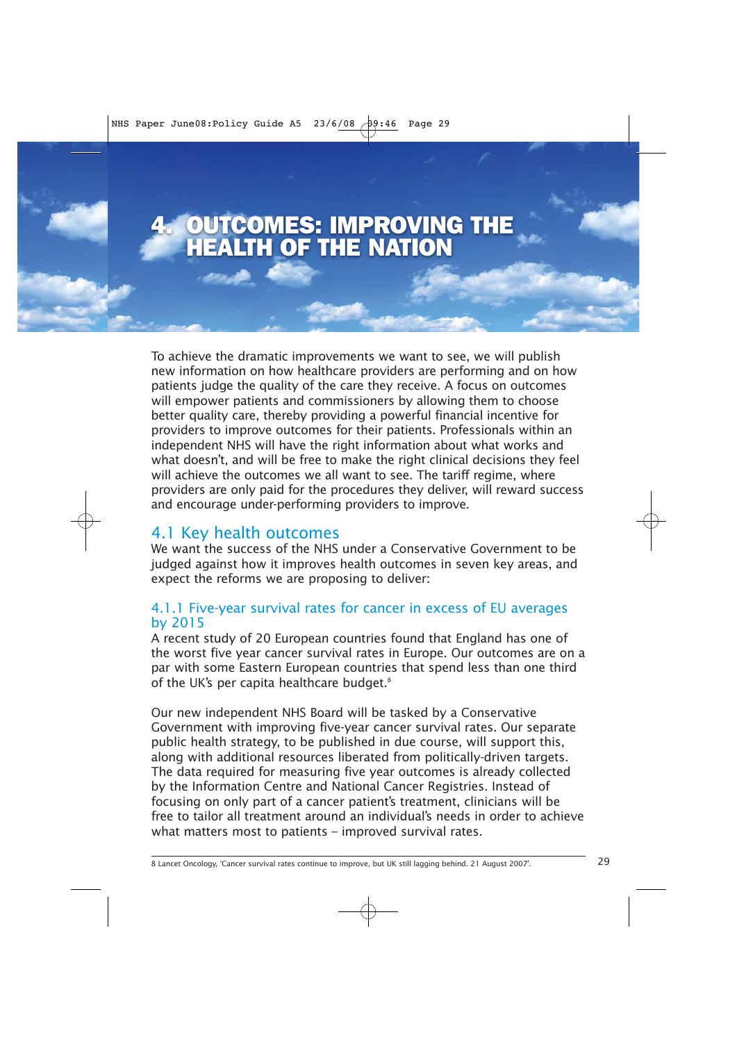# 4. OUTCOMES: IMPROVING THE HEALTH OF THE NATION

To achieve the dramatic improvements we want to see, we will publish new information on how healthcare providers are performing and on how patients judge the quality of the care they receive. A focus on outcomes will empower patients and commissioners by allowing them to choose better quality care, thereby providing a powerful financial incentive for providers to improve outcomes for their patients. Professionals within an independent NHS will have the right information about what works and what doesn't, and will be free to make the right clinical decisions they feel will achieve the outcomes we all want to see. The tariff regime, where providers are only paid for the procedures they deliver, will reward success and encourage under-performing providers to improve.

## 4.1 Key health outcomes

We want the success of the NHS under a Conservative Government to be judged against how it improves health outcomes in seven key areas, and expect the reforms we are proposing to deliver:

### 4.1.1 Five-year survival rates for cancer in excess of EU averages by 2015

A recent study of 20 European countries found that England has one of the worst five year cancer survival rates in Europe. Our outcomes are on a par with some Eastern European countries that spend less than one third of the UK's per capita healthcare budget.[8]

Our new independent NHS Board will be tasked by a Conservative Government with improving five-year cancer survival rates. Our separate public health strategy, to be published in due course, will support this, along with additional resources liberated from politically-driven targets. The data required for measuring five year outcomes is already collected by the Information Centre and National Cancer Registries. Instead of focusing on only part of a cancer patient's treatment, clinicians will be free to tailor all treatment around an individual's needs in order to achieve what matters most to patients – improved survival rates.

8 Lancet Oncology, 'Cancer survival rates continue to improve, but UK still lagging behind. 21 August 2007'.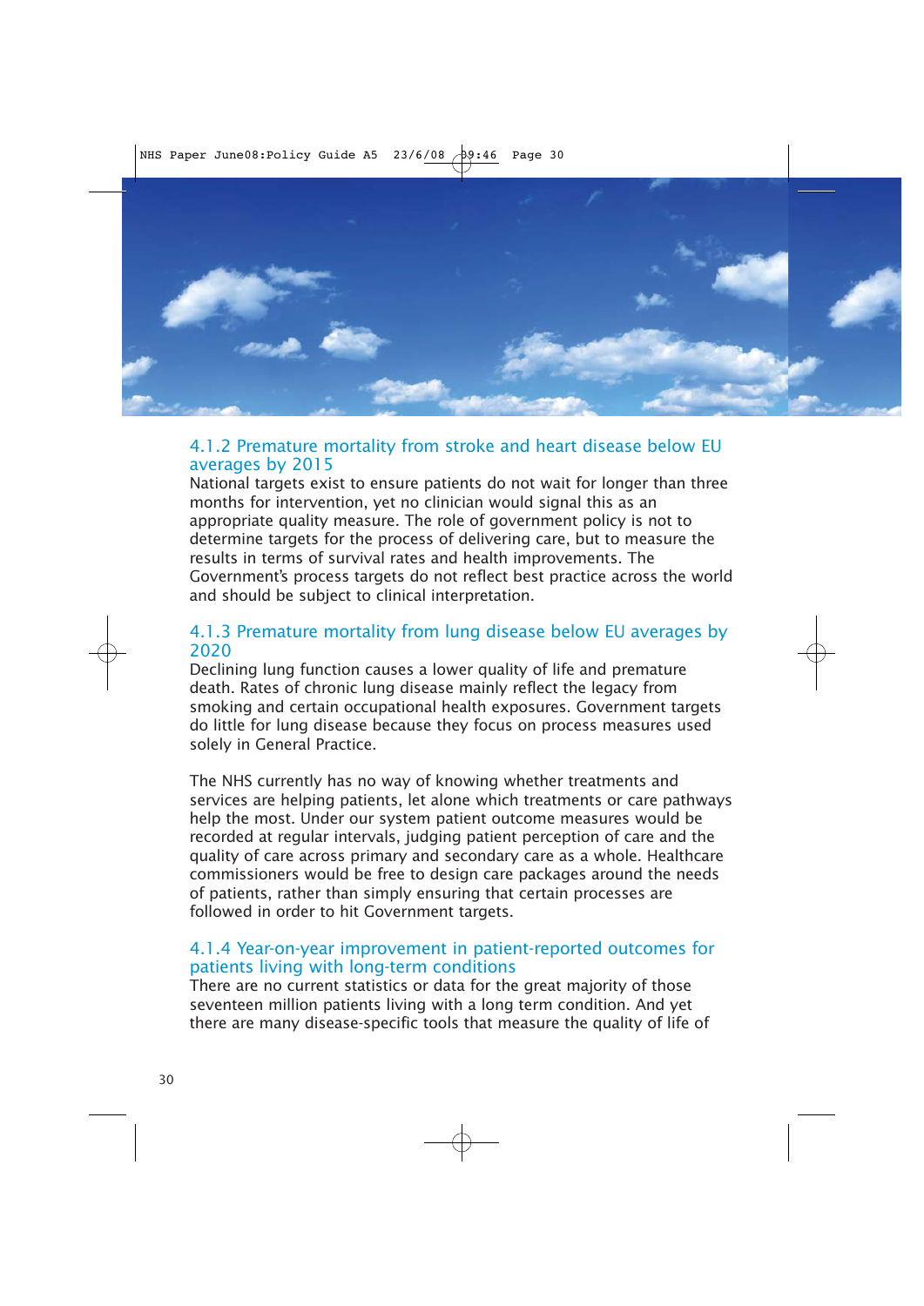### 4.1.2 Premature mortality from stroke and heart disease below EU averages by 2015

National targets exist to ensure patients do not wait for longer than three months for intervention, yet no clinician would signal this as an appropriate quality measure. The role of government policy is not to determine targets for the process of delivering care, but to measure the results in terms of survival rates and health improvements. The Government's process targets do not reflect best practice across the world and should be subject to clinical interpretation.

### 4.1.3 Premature mortality from lung disease below EU averages by 2020

Declining lung function causes a lower quality of life and premature death. Rates of chronic lung disease mainly reflect the legacy from smoking and certain occupational health exposures. Government targets do little for lung disease because they focus on process measures used solely in General Practice.

The NHS currently has no way of knowing whether treatments and services are helping patients, let alone which treatments or care pathways help the most. Under our system patient outcome measures would be recorded at regular intervals, judging patient perception of care and the quality of care across primary and secondary care as a whole. Healthcare commissioners would be free to design care packages around the needs of patients, rather than simply ensuring that certain processes are followed in order to hit Government targets.

### 4.1.4 Year-on-year improvement in patient-reported outcomes for patients living with long-term conditions

There are no current statistics or data for the great majority of those seventeen million patients living with a long term condition. And yet there are many disease-specific tools that measure the quality of life of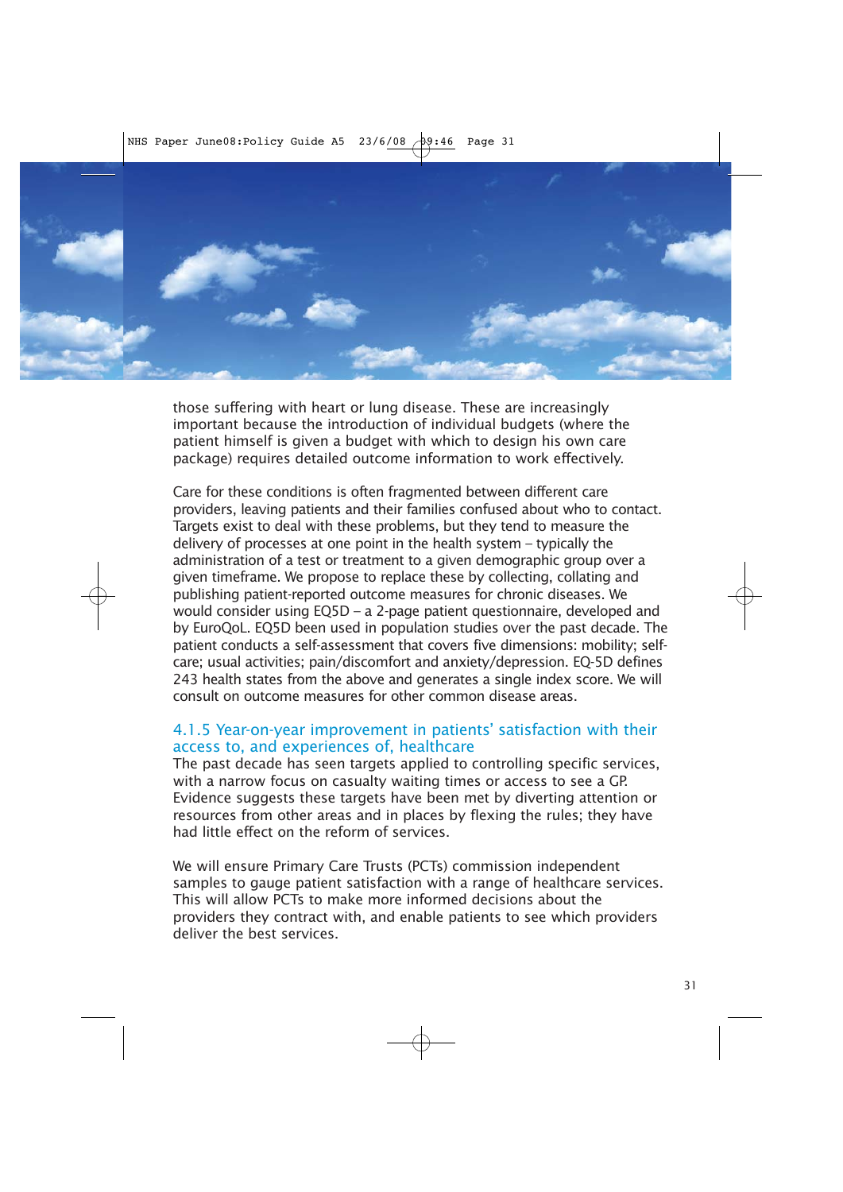those suffering with heart or lung disease. These are increasingly important because the introduction of individual budgets (where the patient himself is given a budget with which to design his own care package) requires detailed outcome information to work effectively.

Care for these conditions is often fragmented between different care providers, leaving patients and their families confused about who to contact. Targets exist to deal with these problems, but they tend to measure the delivery of processes at one point in the health system – typically the administration of a test or treatment to a given demographic group over a given timeframe. We propose to replace these by collecting, collating and publishing patient-reported outcome measures for chronic diseases. We would consider using EQ5D – a 2-page patient questionnaire, developed and by EuroQoL. EQ5D been used in population studies over the past decade. The patient conducts a self-assessment that covers five dimensions: mobility; self-care; usual activities; pain/discomfort and anxiety/depression. EQ-5D defines 243 health states from the above and generates a single index score. We will consult on outcome measures for other common disease areas.

### 4.1.5 Year-on-year improvement in patients' satisfaction with their access to, and experiences of, healthcare

The past decade has seen targets applied to controlling specific services, with a narrow focus on casualty waiting times or access to see a GP. Evidence suggests these targets have been met by diverting attention or resources from other areas and in places by flexing the rules; they have had little effect on the reform of services.

We will ensure Primary Care Trusts (PCTs) commission independent samples to gauge patient satisfaction with a range of healthcare services. This will allow PCTs to make more informed decisions about the providers they contract with, and enable patients to see which providers deliver the best services.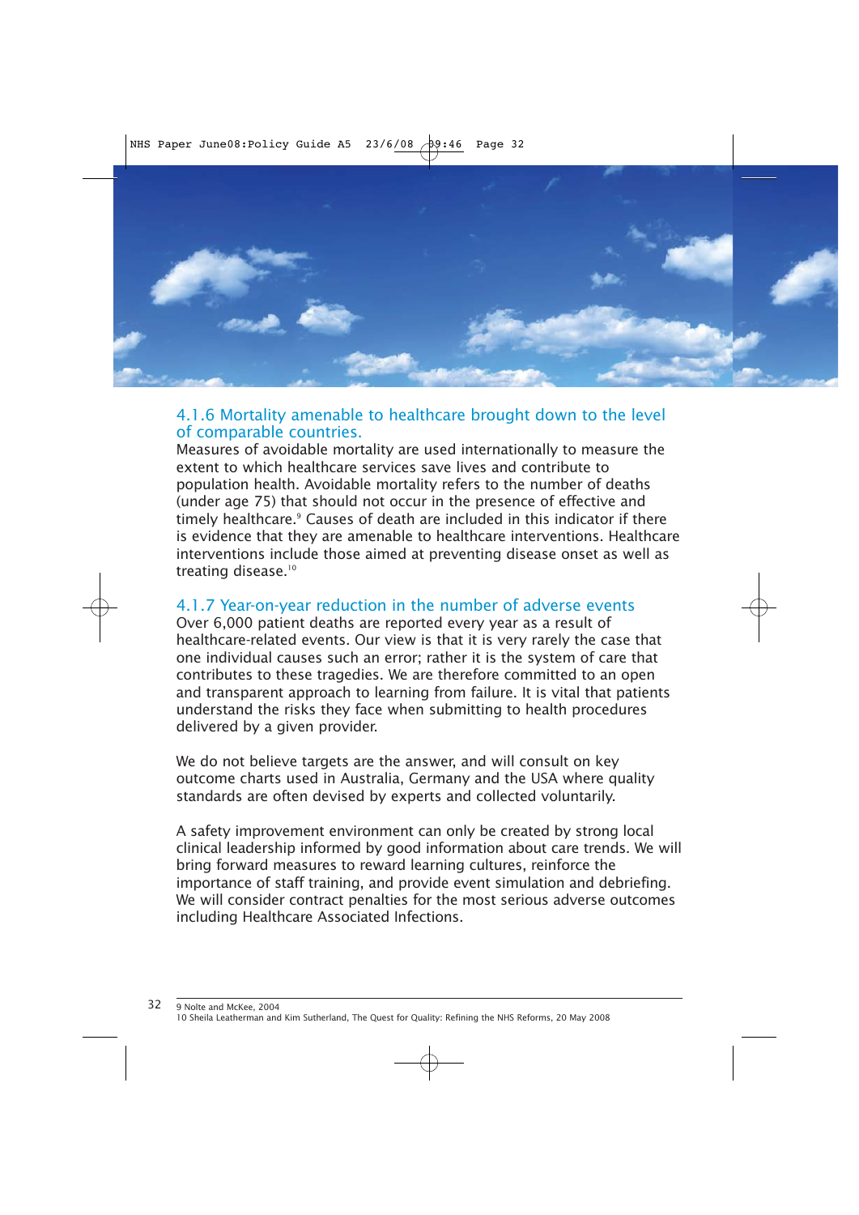### 4.1.6 Mortality amenable to healthcare brought down to the level of comparable countries.

Measures of avoidable mortality are used internationally to measure the extent to which healthcare services save lives and contribute to population health. Avoidable mortality refers to the number of deaths (under age 75) that should not occur in the presence of effective and timely healthcare.[9] Causes of death are included in this indicator if there is evidence that they are amenable to healthcare interventions. Healthcare interventions include those aimed at preventing disease onset as well as treating disease.[10]

### 4.1.7 Year-on-year reduction in the number of adverse events

Over 6,000 patient deaths are reported every year as a result of healthcare-related events. Our view is that it is very rarely the case that one individual causes such an error; rather it is the system of care that contributes to these tragedies. We are therefore committed to an open and transparent approach to learning from failure. It is vital that patients understand the risks they face when submitting to health procedures delivered by a given provider.

We do not believe targets are the answer, and will consult on key outcome charts used in Australia, Germany and the USA where quality standards are often devised by experts and collected voluntarily.

A safety improvement environment can only be created by strong local clinical leadership informed by good information about care trends. We will bring forward measures to reward learning cultures, reinforce the importance of staff training, and provide event simulation and debriefing. We will consider contract penalties for the most serious adverse outcomes including Healthcare Associated Infections.

---

9 Nolte and McKee, 2004

10 Sheila Leatherman and Kim Sutherland, The Quest for Quality: Refining the NHS Reforms, 20 May 2008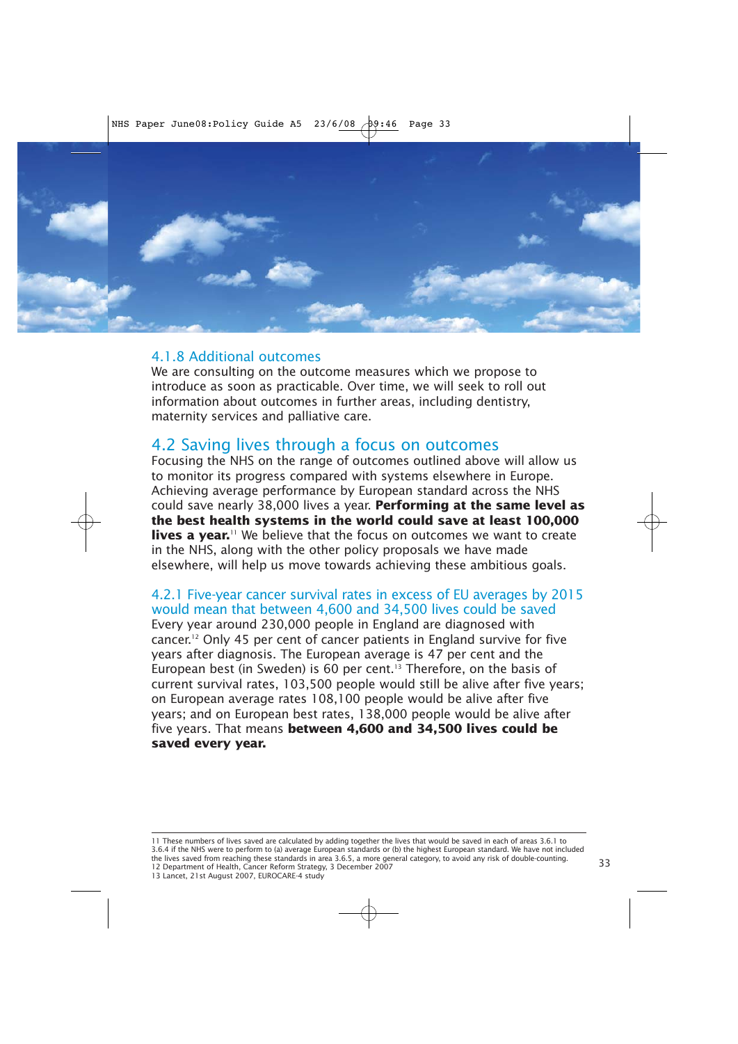### 4.1.8 Additional outcomes

We are consulting on the outcome measures which we propose to introduce as soon as practicable. Over time, we will seek to roll out information about outcomes in further areas, including dentistry, maternity services and palliative care.

## 4.2 Saving lives through a focus on outcomes

Focusing the NHS on the range of outcomes outlined above will allow us to monitor its progress compared with systems elsewhere in Europe. Achieving average performance by European standard across the NHS could save nearly 38,000 lives a year. **Performing at the same level as the best health systems in the world could save at least 100,000 lives a year.**[11] We believe that the focus on outcomes we want to create in the NHS, along with the other policy proposals we have made elsewhere, will help us move towards achieving these ambitious goals.

### 4.2.1 Five-year cancer survival rates in excess of EU averages by 2015 would mean that between 4,600 and 34,500 lives could be saved

Every year around 230,000 people in England are diagnosed with cancer.[12] Only 45 per cent of cancer patients in England survive for five years after diagnosis. The European average is 47 per cent and the European best (in Sweden) is 60 per cent.[13] Therefore, on the basis of current survival rates, 103,500 people would still be alive after five years; on European average rates 108,100 people would be alive after five years; and on European best rates, 138,000 people would be alive after five years. That means **between 4,600 and 34,500 lives could be saved every year.**

---

11 These numbers of lives saved are calculated by adding together the lives that would be saved in each of areas 3.6.1 to 3.6.4 if the NHS were to perform to (a) average European standards or (b) the highest European standard. We have not included the lives saved from reaching these standards in area 3.6.5, a more general category, to avoid any risk of double-counting.

12 Department of Health, Cancer Reform Strategy, 3 December 2007

13 Lancet, 21st August 2007, EUROCARE-4 study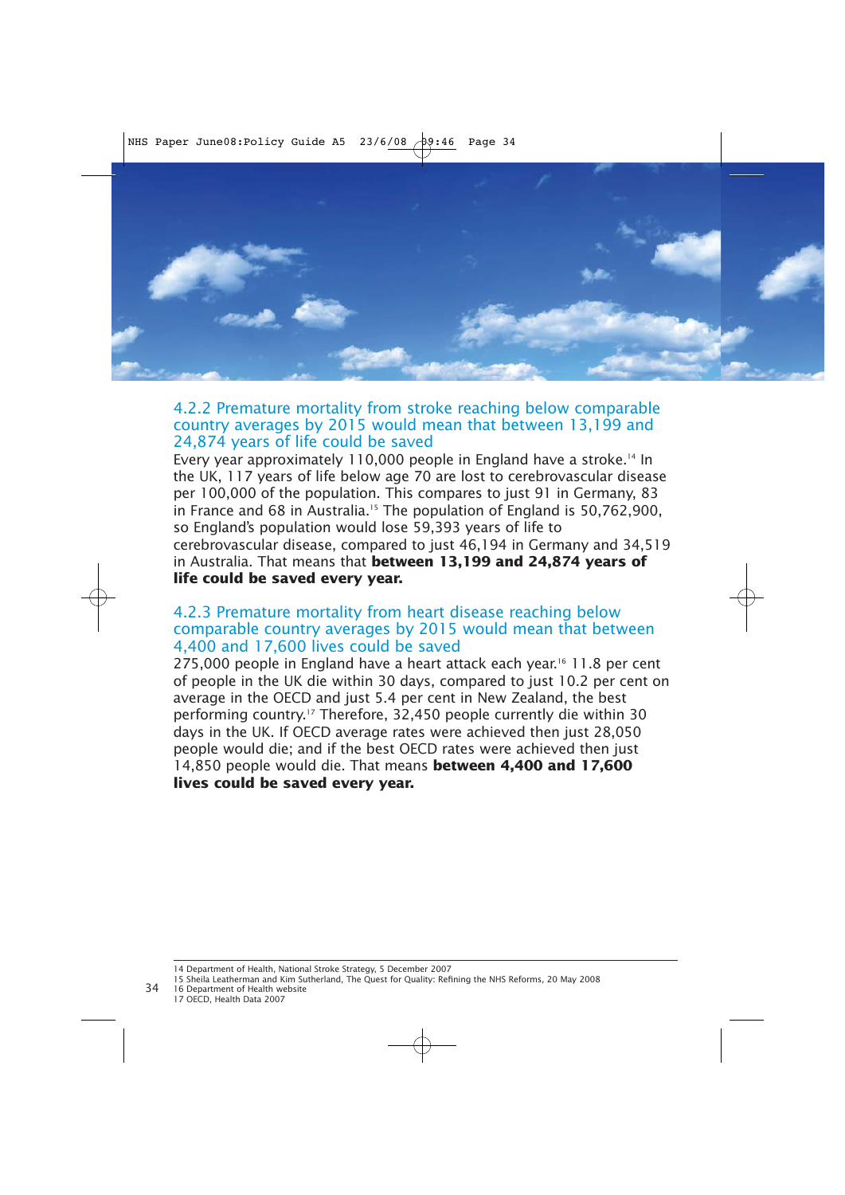### 4.2.2 Premature mortality from stroke reaching below comparable country averages by 2015 would mean that between 13,199 and 24,874 years of life could be saved

Every year approximately 110,000 people in England have a stroke.[14] In the UK, 117 years of life below age 70 are lost to cerebrovascular disease per 100,000 of the population. This compares to just 91 in Germany, 83 in France and 68 in Australia.[15] The population of England is 50,762,900, so England's population would lose 59,393 years of life to cerebrovascular disease, compared to just 46,194 in Germany and 34,519 in Australia. That means that **between 13,199 and 24,874 years of life could be saved every year.**

### 4.2.3 Premature mortality from heart disease reaching below comparable country averages by 2015 would mean that between 4,400 and 17,600 lives could be saved

275,000 people in England have a heart attack each year.[16] 11.8 per cent of people in the UK die within 30 days, compared to just 10.2 per cent on average in the OECD and just 5.4 per cent in New Zealand, the best performing country.[17] Therefore, 32,450 people currently die within 30 days in the UK. If OECD average rates were achieved then just 28,050 people would die; and if the best OECD rates were achieved then just 14,850 people would die. That means **between 4,400 and 17,600 lives could be saved every year.**

---

14 Department of Health, National Stroke Strategy, 5 December 2007
15 Sheila Leatherman and Kim Sutherland, The Quest for Quality: Refining the NHS Reforms, 20 May 2008
16 Department of Health website
17 OECD, Health Data 2007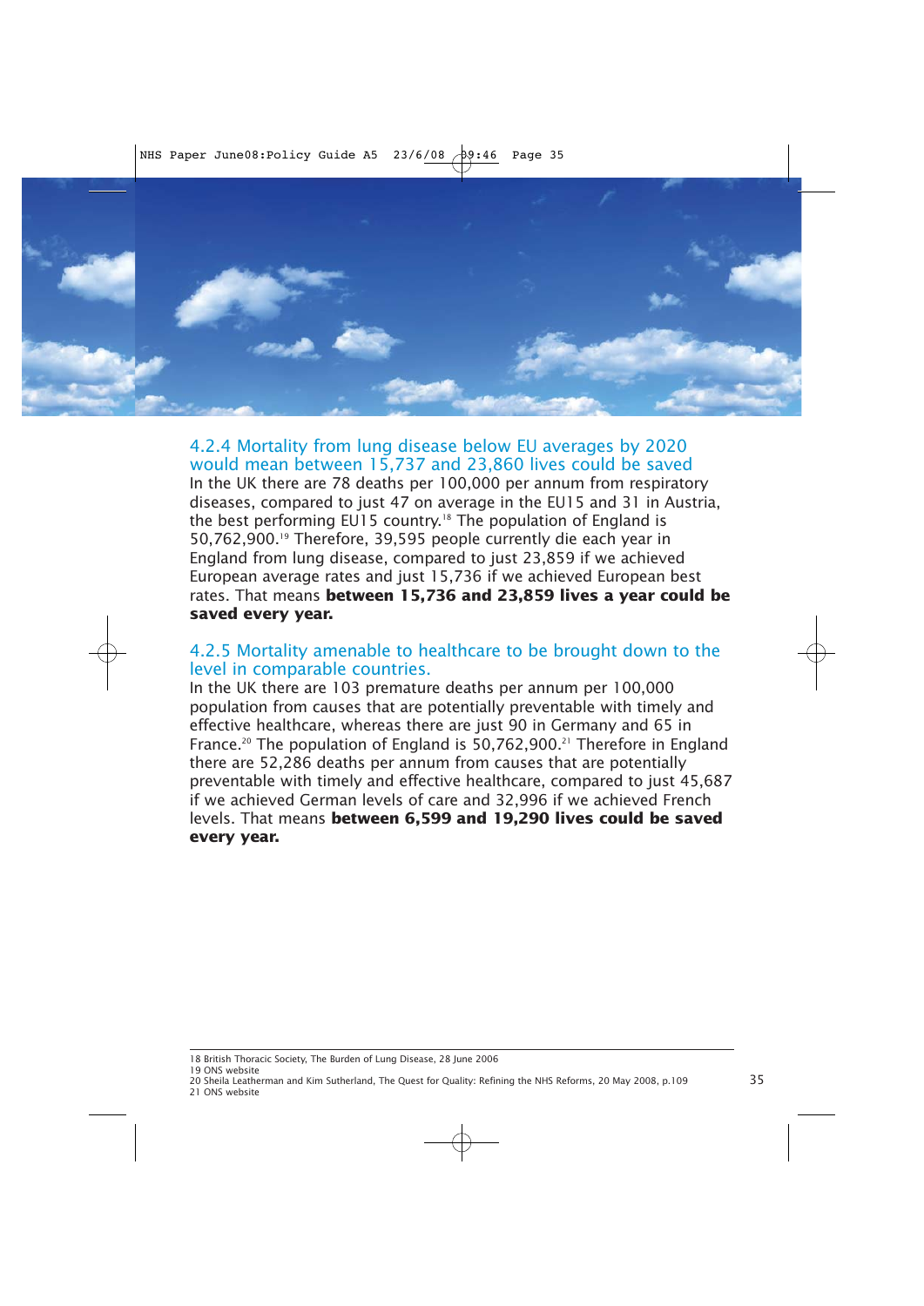### 4.2.4 Mortality from lung disease below EU averages by 2020 would mean between 15,737 and 23,860 lives could be saved

In the UK there are 78 deaths per 100,000 per annum from respiratory diseases, compared to just 47 on average in the EU15 and 31 in Austria, the best performing EU15 country.[18] The population of England is 50,762,900.[19] Therefore, 39,595 people currently die each year in England from lung disease, compared to just 23,859 if we achieved European average rates and just 15,736 if we achieved European best rates. That means **between 15,736 and 23,859 lives a year could be saved every year.**

### 4.2.5 Mortality amenable to healthcare to be brought down to the level in comparable countries.

In the UK there are 103 premature deaths per annum per 100,000 population from causes that are potentially preventable with timely and effective healthcare, whereas there are just 90 in Germany and 65 in France.[20] The population of England is 50,762,900.[21] Therefore in England there are 52,286 deaths per annum from causes that are potentially preventable with timely and effective healthcare, compared to just 45,687 if we achieved German levels of care and 32,996 if we achieved French levels. That means **between 6,599 and 19,290 lives could be saved every year.**

---

18 British Thoracic Society, The Burden of Lung Disease, 28 June 2006
19 ONS website
20 Sheila Leatherman and Kim Sutherland, The Quest for Quality: Refining the NHS Reforms, 20 May 2008, p.109
21 ONS website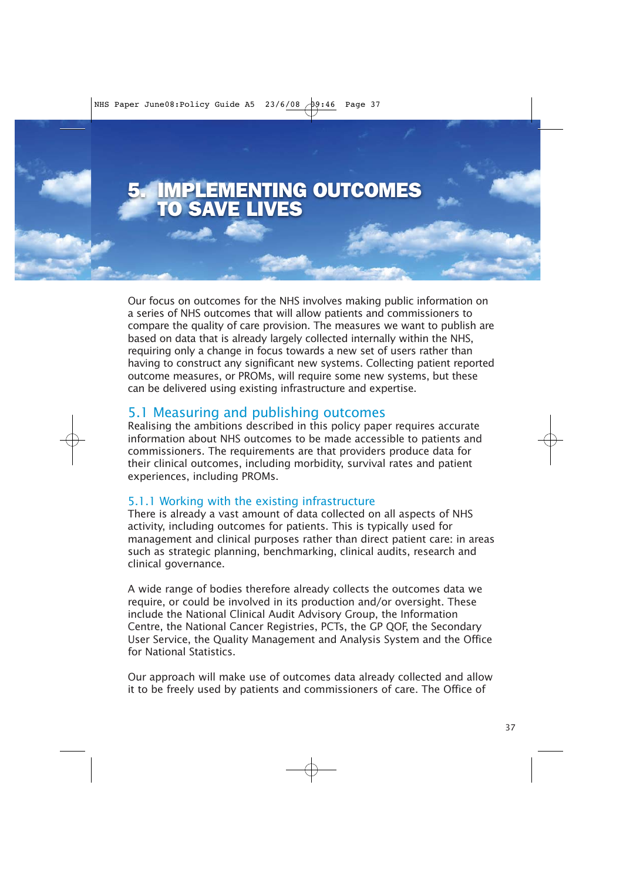# 5. IMPLEMENTING OUTCOMES TO SAVE LIVES

Our focus on outcomes for the NHS involves making public information on a series of NHS outcomes that will allow patients and commissioners to compare the quality of care provision. The measures we want to publish are based on data that is already largely collected internally within the NHS, requiring only a change in focus towards a new set of users rather than having to construct any significant new systems. Collecting patient reported outcome measures, or PROMs, will require some new systems, but these can be delivered using existing infrastructure and expertise.

## 5.1 Measuring and publishing outcomes

Realising the ambitions described in this policy paper requires accurate information about NHS outcomes to be made accessible to patients and commissioners. The requirements are that providers produce data for their clinical outcomes, including morbidity, survival rates and patient experiences, including PROMs.

### 5.1.1 Working with the existing infrastructure

There is already a vast amount of data collected on all aspects of NHS activity, including outcomes for patients. This is typically used for management and clinical purposes rather than direct patient care: in areas such as strategic planning, benchmarking, clinical audits, research and clinical governance.

A wide range of bodies therefore already collects the outcomes data we require, or could be involved in its production and/or oversight. These include the National Clinical Audit Advisory Group, the Information Centre, the National Cancer Registries, PCTs, the GP QOF, the Secondary User Service, the Quality Management and Analysis System and the Office for National Statistics.

Our approach will make use of outcomes data already collected and allow it to be freely used by patients and commissioners of care. The Office of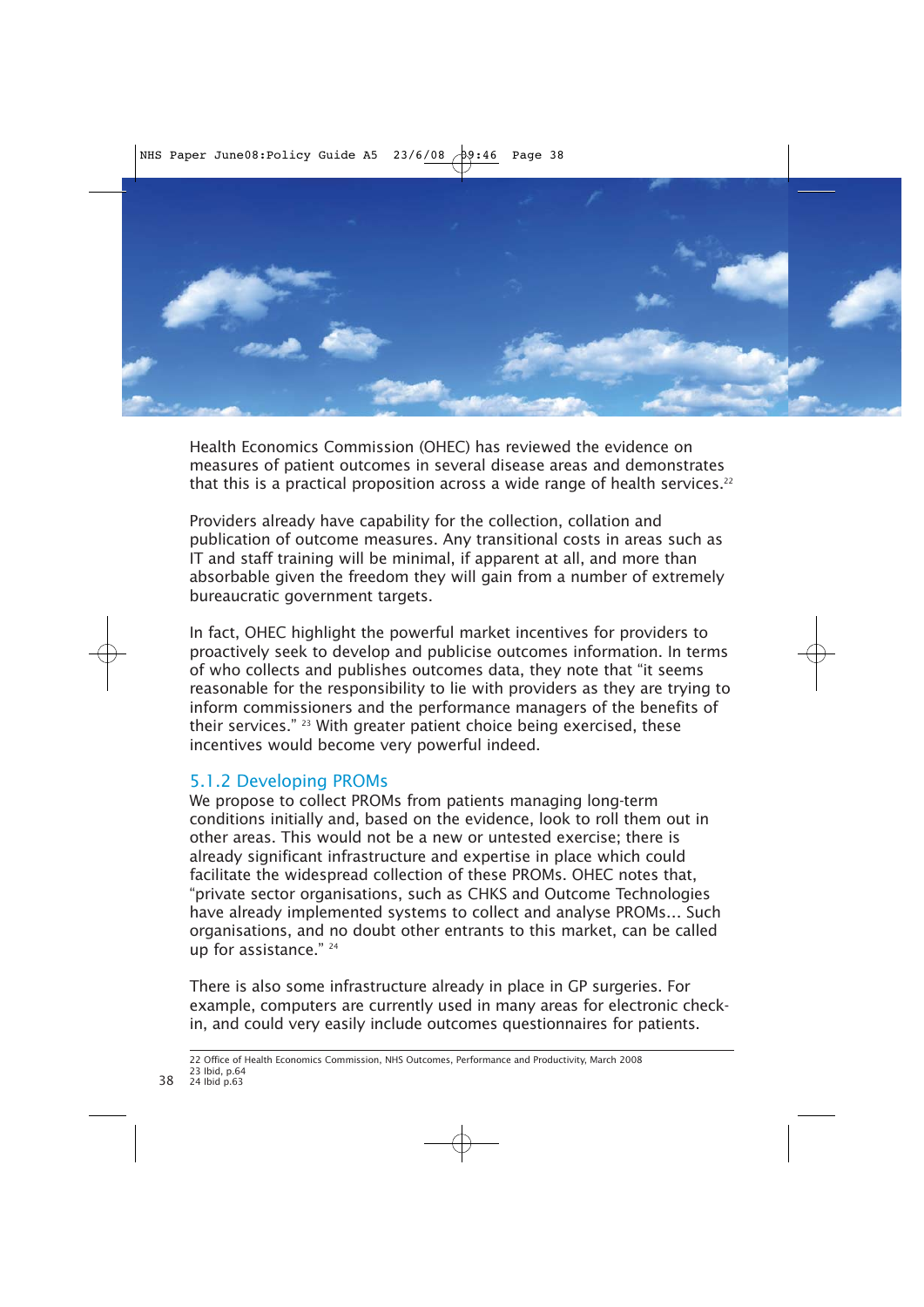Health Economics Commission (OHEC) has reviewed the evidence on measures of patient outcomes in several disease areas and demonstrates that this is a practical proposition across a wide range of health services.[22]

Providers already have capability for the collection, collation and publication of outcome measures. Any transitional costs in areas such as IT and staff training will be minimal, if apparent at all, and more than absorbable given the freedom they will gain from a number of extremely bureaucratic government targets.

In fact, OHEC highlight the powerful market incentives for providers to proactively seek to develop and publicise outcomes information. In terms of who collects and publishes outcomes data, they note that "it seems reasonable for the responsibility to lie with providers as they are trying to inform commissioners and the performance managers of the benefits of their services." [23] With greater patient choice being exercised, these incentives would become very powerful indeed.

### 5.1.2 Developing PROMs

We propose to collect PROMs from patients managing long-term conditions initially and, based on the evidence, look to roll them out in other areas. This would not be a new or untested exercise; there is already significant infrastructure and expertise in place which could facilitate the widespread collection of these PROMs. OHEC notes that, "private sector organisations, such as CHKS and Outcome Technologies have already implemented systems to collect and analyse PROMs... Such organisations, and no doubt other entrants to this market, can be called up for assistance." [24]

There is also some infrastructure already in place in GP surgeries. For example, computers are currently used in many areas for electronic check-in, and could very easily include outcomes questionnaires for patients.

---

22 Office of Health Economics Commission, NHS Outcomes, Performance and Productivity, March 2008
23 Ibid, p.64
24 Ibid p.63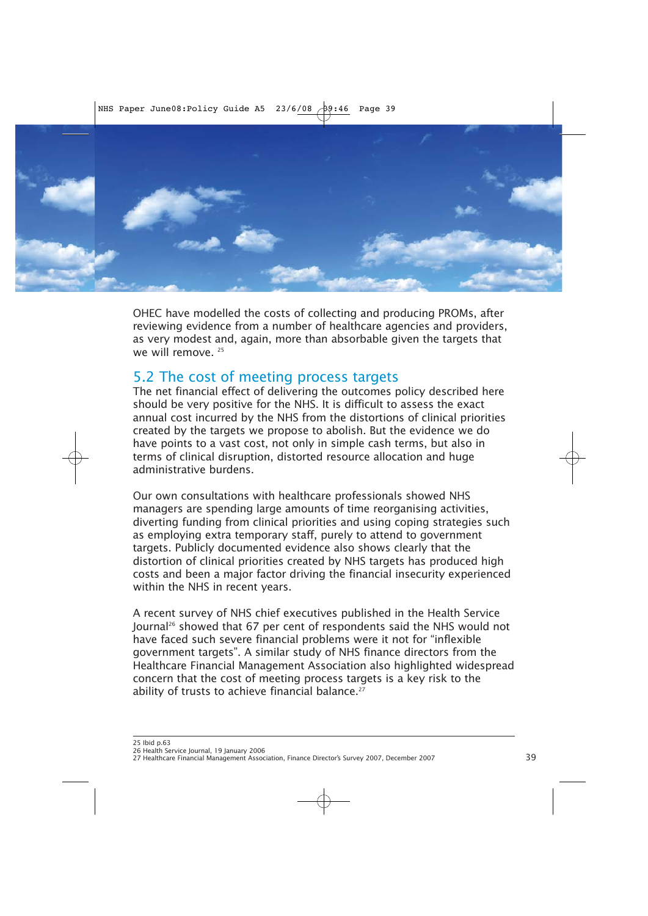OHEC have modelled the costs of collecting and producing PROMs, after reviewing evidence from a number of healthcare agencies and providers, as very modest and, again, more than absorbable given the targets that we will remove. [25]

## 5.2 The cost of meeting process targets

The net financial effect of delivering the outcomes policy described here should be very positive for the NHS. It is difficult to assess the exact annual cost incurred by the NHS from the distortions of clinical priorities created by the targets we propose to abolish. But the evidence we do have points to a vast cost, not only in simple cash terms, but also in terms of clinical disruption, distorted resource allocation and huge administrative burdens.

Our own consultations with healthcare professionals showed NHS managers are spending large amounts of time reorganising activities, diverting funding from clinical priorities and using coping strategies such as employing extra temporary staff, purely to attend to government targets. Publicly documented evidence also shows clearly that the distortion of clinical priorities created by NHS targets has produced high costs and been a major factor driving the financial insecurity experienced within the NHS in recent years.

A recent survey of NHS chief executives published in the Health Service Journal[26] showed that 67 per cent of respondents said the NHS would not have faced such severe financial problems were it not for "inflexible government targets". A similar study of NHS finance directors from the Healthcare Financial Management Association also highlighted widespread concern that the cost of meeting process targets is a key risk to the ability of trusts to achieve financial balance.[27]

---

25 Ibid p.63
26 Health Service Journal, 19 January 2006
27 Healthcare Financial Management Association, Finance Director's Survey 2007, December 2007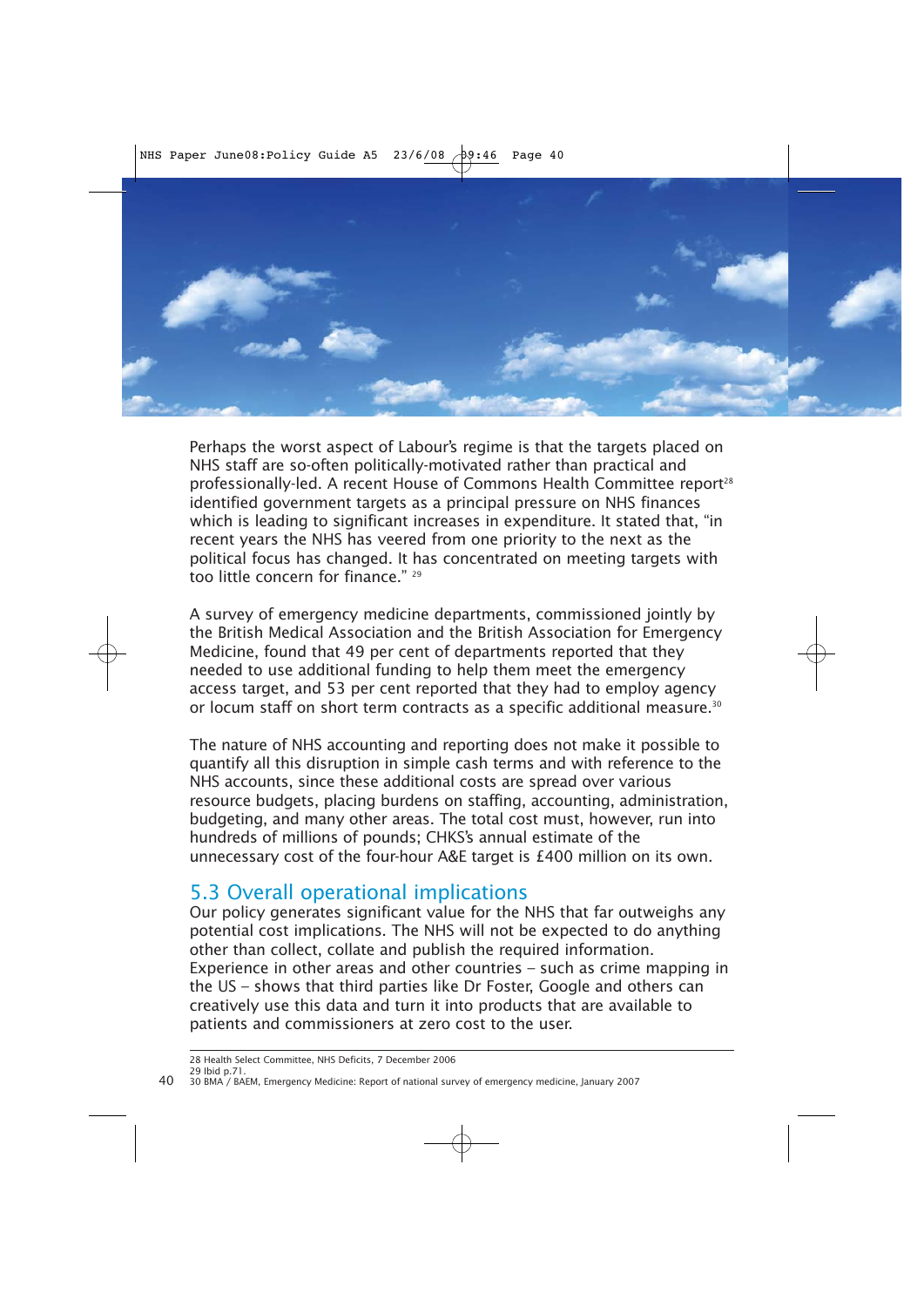Perhaps the worst aspect of Labour's regime is that the targets placed on NHS staff are so-often politically-motivated rather than practical and professionally-led. A recent House of Commons Health Committee report[28] identified government targets as a principal pressure on NHS finances which is leading to significant increases in expenditure. It stated that, "in recent years the NHS has veered from one priority to the next as the political focus has changed. It has concentrated on meeting targets with too little concern for finance." [29]

A survey of emergency medicine departments, commissioned jointly by the British Medical Association and the British Association for Emergency Medicine, found that 49 per cent of departments reported that they needed to use additional funding to help them meet the emergency access target, and 53 per cent reported that they had to employ agency or locum staff on short term contracts as a specific additional measure.[30]

The nature of NHS accounting and reporting does not make it possible to quantify all this disruption in simple cash terms and with reference to the NHS accounts, since these additional costs are spread over various resource budgets, placing burdens on staffing, accounting, administration, budgeting, and many other areas. The total cost must, however, run into hundreds of millions of pounds; CHKS's annual estimate of the unnecessary cost of the four-hour A&E target is £400 million on its own.

## 5.3 Overall operational implications

Our policy generates significant value for the NHS that far outweighs any potential cost implications. The NHS will not be expected to do anything other than collect, collate and publish the required information. Experience in other areas and other countries – such as crime mapping in the US – shows that third parties like Dr Foster, Google and others can creatively use this data and turn it into products that are available to patients and commissioners at zero cost to the user.

---

28 Health Select Committee, NHS Deficits, 7 December 2006
29 Ibid p.71.
30 BMA / BAEM, Emergency Medicine: Report of national survey of emergency medicine, January 2007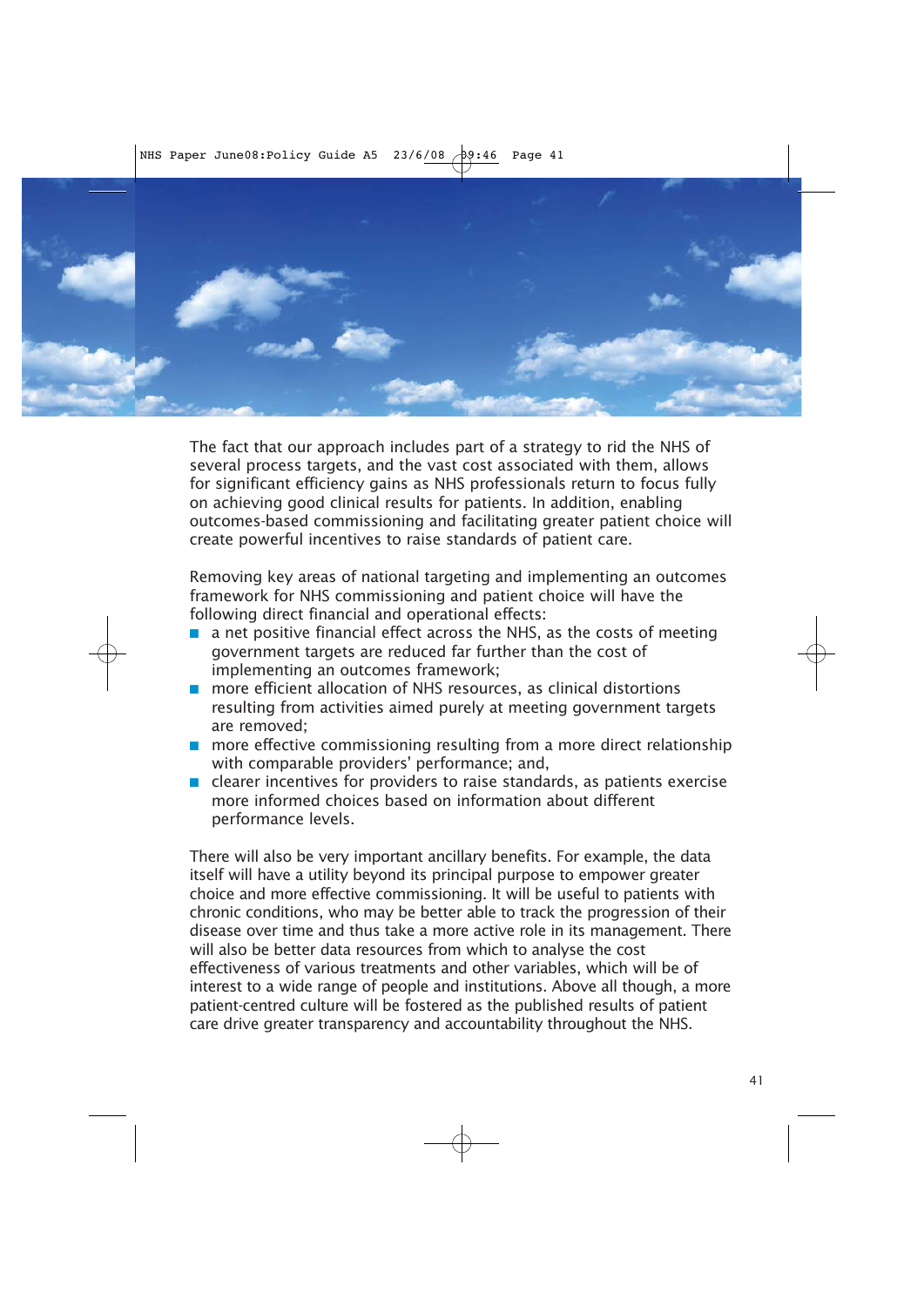The fact that our approach includes part of a strategy to rid the NHS of several process targets, and the vast cost associated with them, allows for significant efficiency gains as NHS professionals return to focus fully on achieving good clinical results for patients. In addition, enabling outcomes-based commissioning and facilitating greater patient choice will create powerful incentives to raise standards of patient care.

Removing key areas of national targeting and implementing an outcomes framework for NHS commissioning and patient choice will have the following direct financial and operational effects:

- a net positive financial effect across the NHS, as the costs of meeting government targets are reduced far further than the cost of implementing an outcomes framework;
- more efficient allocation of NHS resources, as clinical distortions resulting from activities aimed purely at meeting government targets are removed;
- more effective commissioning resulting from a more direct relationship with comparable providers' performance; and,
- clearer incentives for providers to raise standards, as patients exercise more informed choices based on information about different performance levels.

There will also be very important ancillary benefits. For example, the data itself will have a utility beyond its principal purpose to empower greater choice and more effective commissioning. It will be useful to patients with chronic conditions, who may be better able to track the progression of their disease over time and thus take a more active role in its management. There will also be better data resources from which to analyse the cost effectiveness of various treatments and other variables, which will be of interest to a wide range of people and institutions. Above all though, a more patient-centred culture will be fostered as the published results of patient care drive greater transparency and accountability throughout the NHS.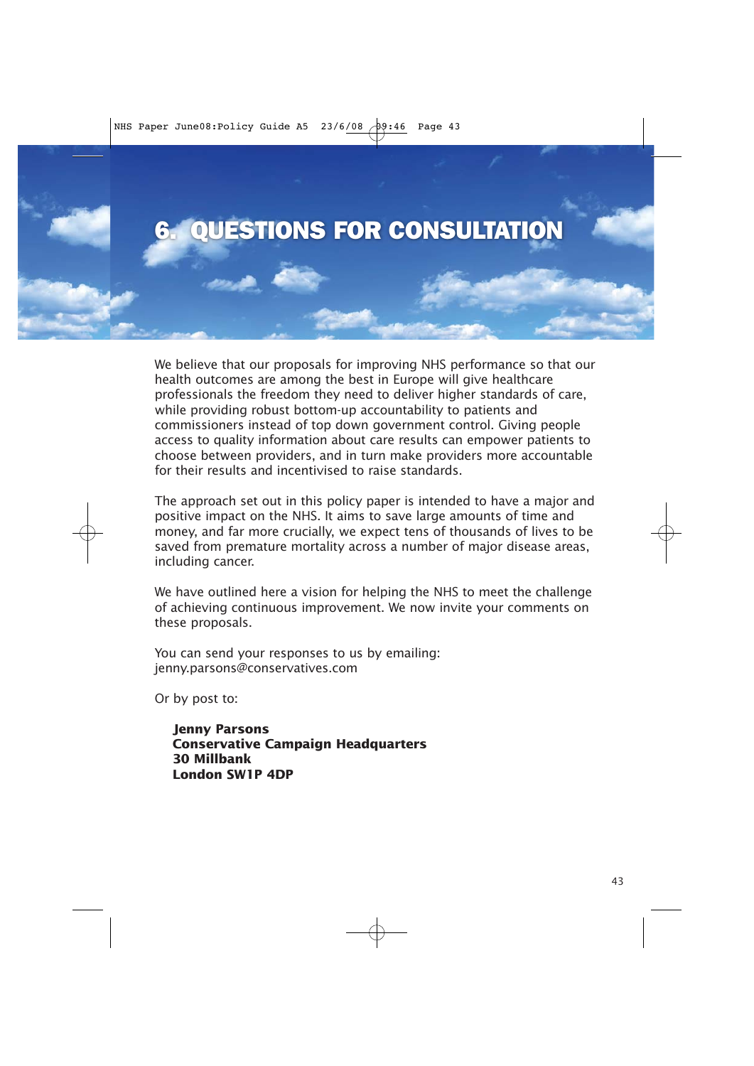# 6. QUESTIONS FOR CONSULTATION

We believe that our proposals for improving NHS performance so that our health outcomes are among the best in Europe will give healthcare professionals the freedom they need to deliver higher standards of care, while providing robust bottom-up accountability to patients and commissioners instead of top down government control. Giving people access to quality information about care results can empower patients to choose between providers, and in turn make providers more accountable for their results and incentivised to raise standards.

The approach set out in this policy paper is intended to have a major and positive impact on the NHS. It aims to save large amounts of time and money, and far more crucially, we expect tens of thousands of lives to be saved from premature mortality across a number of major disease areas, including cancer.

We have outlined here a vision for helping the NHS to meet the challenge of achieving continuous improvement. We now invite your comments on these proposals.

You can send your responses to us by emailing:
jenny.parsons@conservatives.com

Or by post to:

**Jenny Parsons**
**Conservative Campaign Headquarters**
**30 Millbank**
**London SW1P 4DP**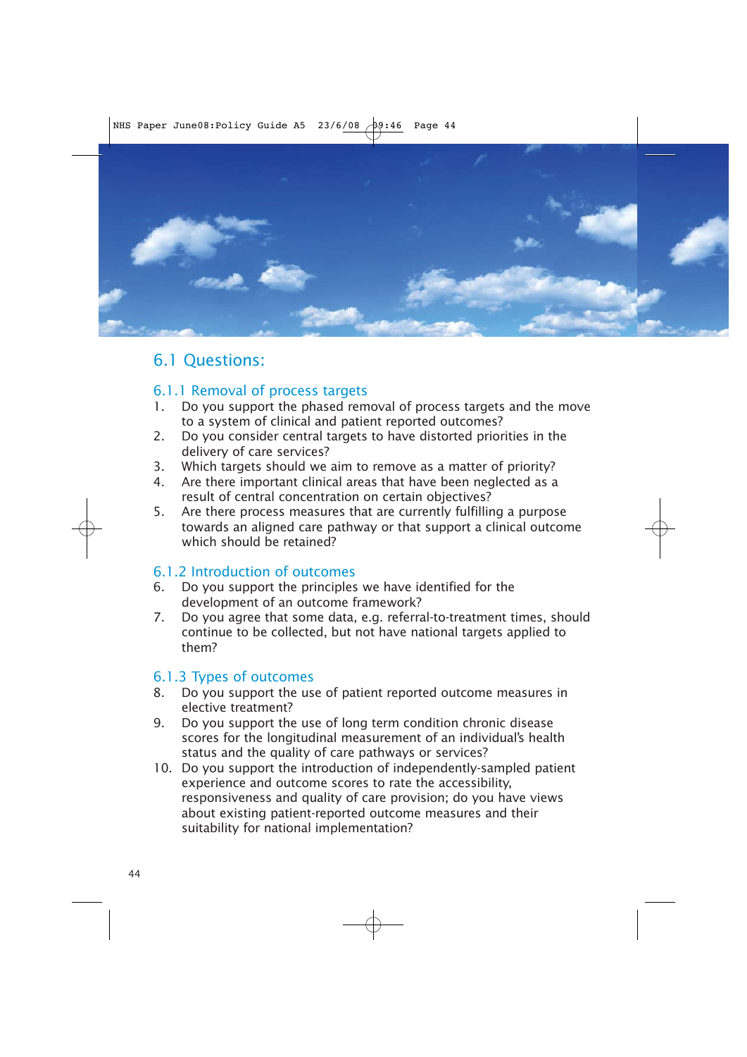## 6.1 Questions:

### 6.1.1 Removal of process targets

1. Do you support the phased removal of process targets and the move to a system of clinical and patient reported outcomes?
2. Do you consider central targets to have distorted priorities in the delivery of care services?
3. Which targets should we aim to remove as a matter of priority?
4. Are there important clinical areas that have been neglected as a result of central concentration on certain objectives?
5. Are there process measures that are currently fulfilling a purpose towards an aligned care pathway or that support a clinical outcome which should be retained?

### 6.1.2 Introduction of outcomes

6. Do you support the principles we have identified for the development of an outcome framework?
7. Do you agree that some data, e.g. referral-to-treatment times, should continue to be collected, but not have national targets applied to them?

### 6.1.3 Types of outcomes

8. Do you support the use of patient reported outcome measures in elective treatment?
9. Do you support the use of long term condition chronic disease scores for the longitudinal measurement of an individual's health status and the quality of care pathways or services?
10. Do you support the introduction of independently-sampled patient experience and outcome scores to rate the accessibility, responsiveness and quality of care provision; do you have views about existing patient-reported outcome measures and their suitability for national implementation?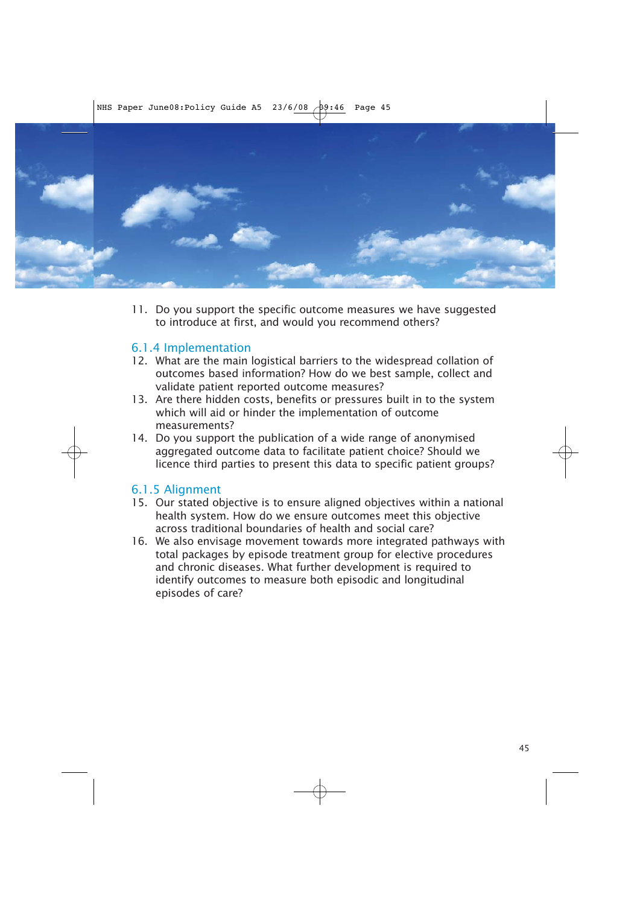11. Do you support the specific outcome measures we have suggested to introduce at first, and would you recommend others?

### 6.1.4 Implementation

12. What are the main logistical barriers to the widespread collation of outcomes based information? How do we best sample, collect and validate patient reported outcome measures?
13. Are there hidden costs, benefits or pressures built in to the system which will aid or hinder the implementation of outcome measurements?
14. Do you support the publication of a wide range of anonymised aggregated outcome data to facilitate patient choice? Should we licence third parties to present this data to specific patient groups?

### 6.1.5 Alignment

15. Our stated objective is to ensure aligned objectives within a national health system. How do we ensure outcomes meet this objective across traditional boundaries of health and social care?
16. We also envisage movement towards more integrated pathways with total packages by episode treatment group for elective procedures and chronic diseases. What further development is required to identify outcomes to measure both episodic and longitudinal episodes of care?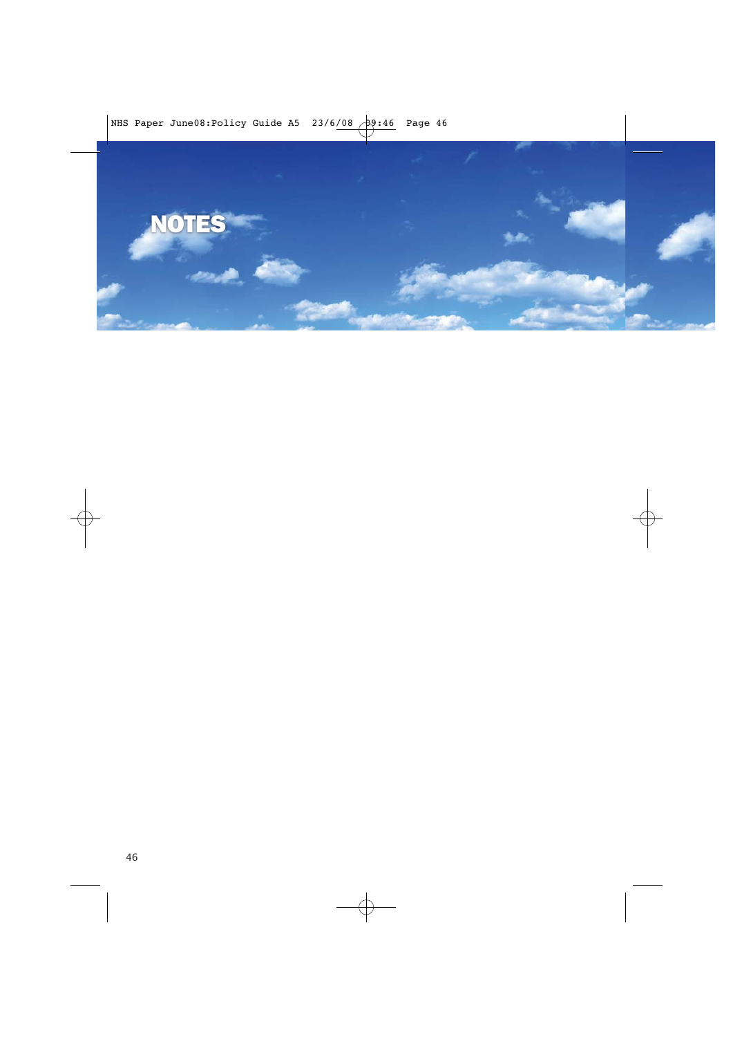# NOTES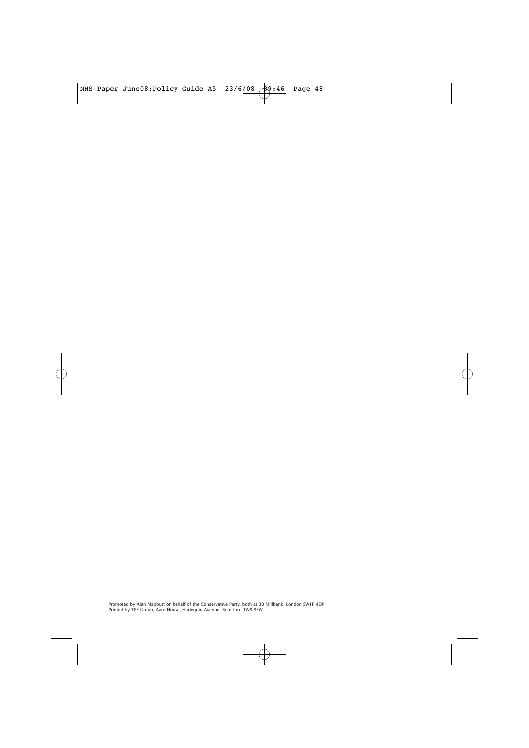Promoted by Alan Mabbutt on behalf of the Conservative Party, both at 30 Millbank, London SW1P 4DP.
Printed by TPF Group, Avro House, Harlequin Avenue, Brentford TW8 9EW.